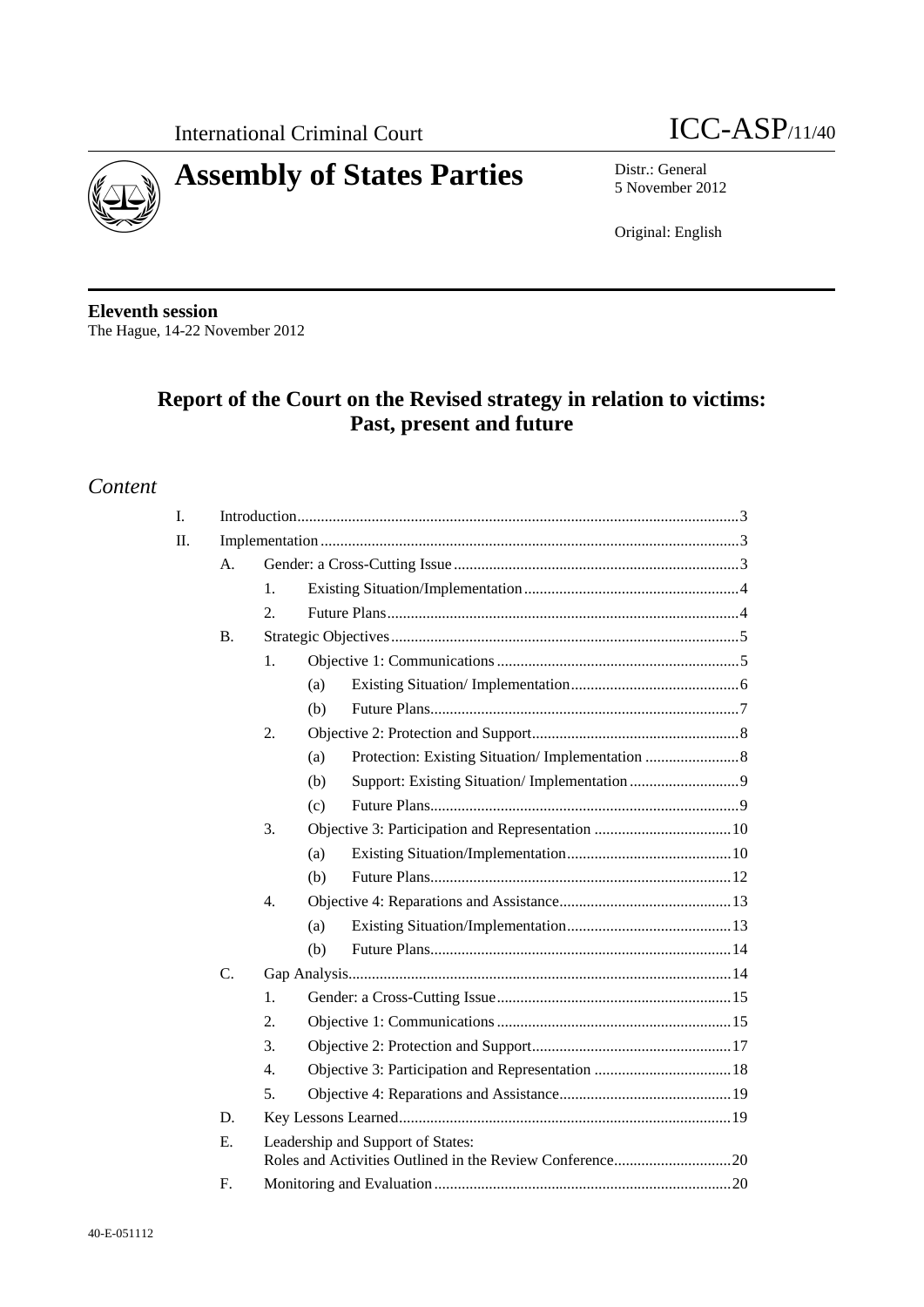International Criminal Court

ICC-ASP/11/40

# Assembly of States Parties

Distr.: General
5 November 2012

Original: English

**Eleventh session**
The Hague, 14-22 November 2012

## Report of the Court on the Revised strategy in relation to victims: Past, present and future

## *Content*

- I. Introduction ... 3
- II. Implementation ... 3
  - A. Gender: a Cross-Cutting Issue ... 3
    - 1. Existing Situation/Implementation ... 4
    - 2. Future Plans ... 4
  - B. Strategic Objectives ... 5
    - 1. Objective 1: Communications ... 5
      - (a) Existing Situation/ Implementation ... 6
      - (b) Future Plans ... 7
    - 2. Objective 2: Protection and Support ... 8
      - (a) Protection: Existing Situation/ Implementation ... 8
      - (b) Support: Existing Situation/ Implementation ... 9
      - (c) Future Plans ... 9
    - 3. Objective 3: Participation and Representation ... 10
      - (a) Existing Situation/Implementation ... 10
      - (b) Future Plans ... 12
    - 4. Objective 4: Reparations and Assistance ... 13
      - (a) Existing Situation/Implementation ... 13
      - (b) Future Plans ... 14
  - C. Gap Analysis ... 14
    - 1. Gender: a Cross-Cutting Issue ... 15
    - 2. Objective 1: Communications ... 15
    - 3. Objective 2: Protection and Support ... 17
    - 4. Objective 3: Participation and Representation ... 18
    - 5. Objective 4: Reparations and Assistance ... 19
  - D. Key Lessons Learned ... 19
  - E. Leadership and Support of States: Roles and Activities Outlined in the Review Conference ... 20
  - F. Monitoring and Evaluation ... 20

40-E-051112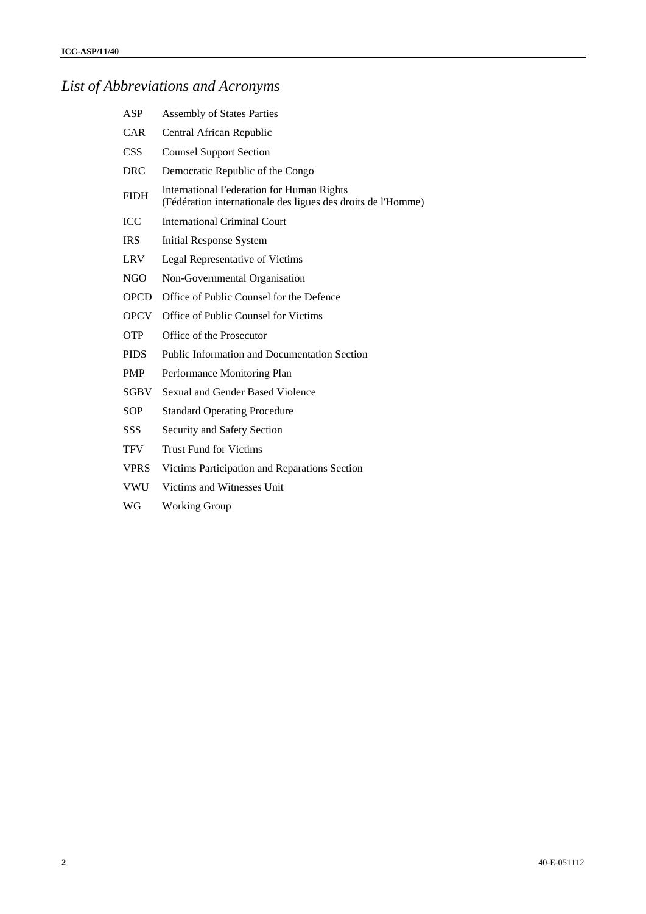# *List of Abbreviations and Acronyms*

| | |
|---|---|
| ASP | Assembly of States Parties |
| CAR | Central African Republic |
| CSS | Counsel Support Section |
| DRC | Democratic Republic of the Congo |
| FIDH | International Federation for Human Rights (Fédération internationale des ligues des droits de l'Homme) |
| ICC | International Criminal Court |
| IRS | Initial Response System |
| LRV | Legal Representative of Victims |
| NGO | Non-Governmental Organisation |
| OPCD | Office of Public Counsel for the Defence |
| OPCV | Office of Public Counsel for Victims |
| OTP | Office of the Prosecutor |
| PIDS | Public Information and Documentation Section |
| PMP | Performance Monitoring Plan |
| SGBV | Sexual and Gender Based Violence |
| SOP | Standard Operating Procedure |
| SSS | Security and Safety Section |
| TFV | Trust Fund for Victims |
| VPRS | Victims Participation and Reparations Section |
| VWU | Victims and Witnesses Unit |
| WG | Working Group |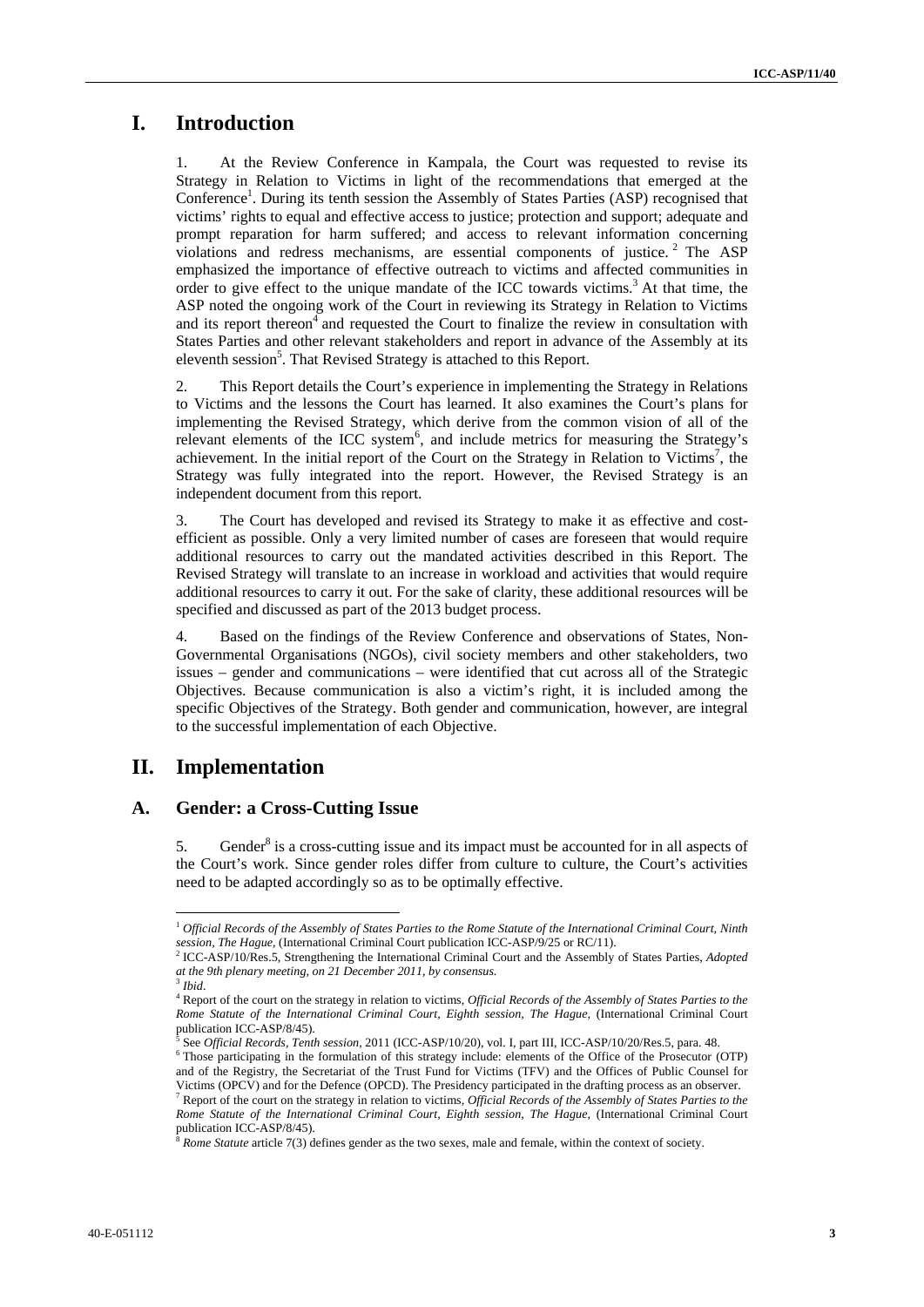# I. Introduction

1. At the Review Conference in Kampala, the Court was requested to revise its Strategy in Relation to Victims in light of the recommendations that emerged at the Conference[1]. During its tenth session the Assembly of States Parties (ASP) recognised that victims' rights to equal and effective access to justice; protection and support; adequate and prompt reparation for harm suffered; and access to relevant information concerning violations and redress mechanisms, are essential components of justice.[2] The ASP emphasized the importance of effective outreach to victims and affected communities in order to give effect to the unique mandate of the ICC towards victims.[3] At that time, the ASP noted the ongoing work of the Court in reviewing its Strategy in Relation to Victims and its report thereon[4] and requested the Court to finalize the review in consultation with States Parties and other relevant stakeholders and report in advance of the Assembly at its eleventh session[5]. That Revised Strategy is attached to this Report.

2. This Report details the Court's experience in implementing the Strategy in Relations to Victims and the lessons the Court has learned. It also examines the Court's plans for implementing the Revised Strategy, which derive from the common vision of all of the relevant elements of the ICC system[6], and include metrics for measuring the Strategy's achievement. In the initial report of the Court on the Strategy in Relation to Victims[7], the Strategy was fully integrated into the report. However, the Revised Strategy is an independent document from this report.

3. The Court has developed and revised its Strategy to make it as effective and cost-efficient as possible. Only a very limited number of cases are foreseen that would require additional resources to carry out the mandated activities described in this Report. The Revised Strategy will translate to an increase in workload and activities that would require additional resources to carry it out. For the sake of clarity, these additional resources will be specified and discussed as part of the 2013 budget process.

4. Based on the findings of the Review Conference and observations of States, Non-Governmental Organisations (NGOs), civil society members and other stakeholders, two issues – gender and communications – were identified that cut across all of the Strategic Objectives. Because communication is also a victim's right, it is included among the specific Objectives of the Strategy. Both gender and communication, however, are integral to the successful implementation of each Objective.

# II. Implementation

## A. Gender: a Cross-Cutting Issue

5. Gender[8] is a cross-cutting issue and its impact must be accounted for in all aspects of the Court's work. Since gender roles differ from culture to culture, the Court's activities need to be adapted accordingly so as to be optimally effective.

---

[1] *Official Records of the Assembly of States Parties to the Rome Statute of the International Criminal Court, Ninth session, The Hague,* (International Criminal Court publication ICC-ASP/9/25 or RC/11).

[2] ICC-ASP/10/Res.5, Strengthening the International Criminal Court and the Assembly of States Parties, *Adopted at the 9th plenary meeting, on 21 December 2011, by consensus.*

[3] *Ibid*.

[4] Report of the court on the strategy in relation to victims, *Official Records of the Assembly of States Parties to the Rome Statute of the International Criminal Court, Eighth session, The Hague,* (International Criminal Court publication ICC-ASP/8/45).

[5] See *Official Records, Tenth session,* 2011 (ICC-ASP/10/20), vol. I, part III, ICC-ASP/10/20/Res.5, para. 48.

[6] Those participating in the formulation of this strategy include: elements of the Office of the Prosecutor (OTP) and of the Registry, the Secretariat of the Trust Fund for Victims (TFV) and the Offices of Public Counsel for Victims (OPCV) and for the Defence (OPCD). The Presidency participated in the drafting process as an observer.

[7] Report of the court on the strategy in relation to victims, *Official Records of the Assembly of States Parties to the Rome Statute of the International Criminal Court, Eighth session, The Hague,* (International Criminal Court publication ICC-ASP/8/45).

[8] *Rome Statute* article 7(3) defines gender as the two sexes, male and female, within the context of society.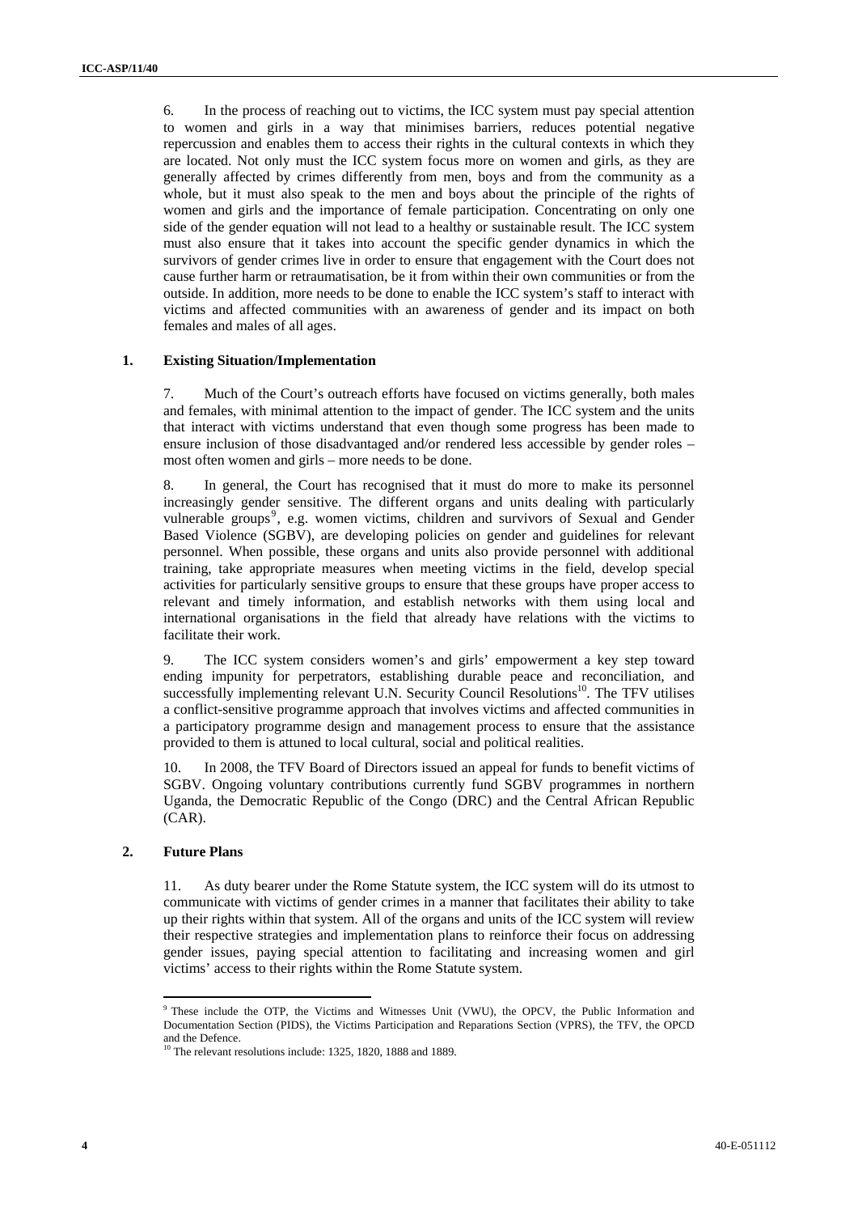6. In the process of reaching out to victims, the ICC system must pay special attention to women and girls in a way that minimises barriers, reduces potential negative repercussion and enables them to access their rights in the cultural contexts in which they are located. Not only must the ICC system focus more on women and girls, as they are generally affected by crimes differently from men, boys and from the community as a whole, but it must also speak to the men and boys about the principle of the rights of women and girls and the importance of female participation. Concentrating on only one side of the gender equation will not lead to a healthy or sustainable result. The ICC system must also ensure that it takes into account the specific gender dynamics in which the survivors of gender crimes live in order to ensure that engagement with the Court does not cause further harm or retraumatisation, be it from within their own communities or from the outside. In addition, more needs to be done to enable the ICC system's staff to interact with victims and affected communities with an awareness of gender and its impact on both females and males of all ages.

### 1. Existing Situation/Implementation

7. Much of the Court's outreach efforts have focused on victims generally, both males and females, with minimal attention to the impact of gender. The ICC system and the units that interact with victims understand that even though some progress has been made to ensure inclusion of those disadvantaged and/or rendered less accessible by gender roles – most often women and girls – more needs to be done.

8. In general, the Court has recognised that it must do more to make its personnel increasingly gender sensitive. The different organs and units dealing with particularly vulnerable groups[9], e.g. women victims, children and survivors of Sexual and Gender Based Violence (SGBV), are developing policies on gender and guidelines for relevant personnel. When possible, these organs and units also provide personnel with additional training, take appropriate measures when meeting victims in the field, develop special activities for particularly sensitive groups to ensure that these groups have proper access to relevant and timely information, and establish networks with them using local and international organisations in the field that already have relations with the victims to facilitate their work.

9. The ICC system considers women's and girls' empowerment a key step toward ending impunity for perpetrators, establishing durable peace and reconciliation, and successfully implementing relevant U.N. Security Council Resolutions[10]. The TFV utilises a conflict-sensitive programme approach that involves victims and affected communities in a participatory programme design and management process to ensure that the assistance provided to them is attuned to local cultural, social and political realities.

10. In 2008, the TFV Board of Directors issued an appeal for funds to benefit victims of SGBV. Ongoing voluntary contributions currently fund SGBV programmes in northern Uganda, the Democratic Republic of the Congo (DRC) and the Central African Republic (CAR).

### 2. Future Plans

11. As duty bearer under the Rome Statute system, the ICC system will do its utmost to communicate with victims of gender crimes in a manner that facilitates their ability to take up their rights within that system. All of the organs and units of the ICC system will review their respective strategies and implementation plans to reinforce their focus on addressing gender issues, paying special attention to facilitating and increasing women and girl victims' access to their rights within the Rome Statute system.

---

[9] These include the OTP, the Victims and Witnesses Unit (VWU), the OPCV, the Public Information and Documentation Section (PIDS), the Victims Participation and Reparations Section (VPRS), the TFV, the OPCD and the Defence.

[10] The relevant resolutions include: 1325, 1820, 1888 and 1889.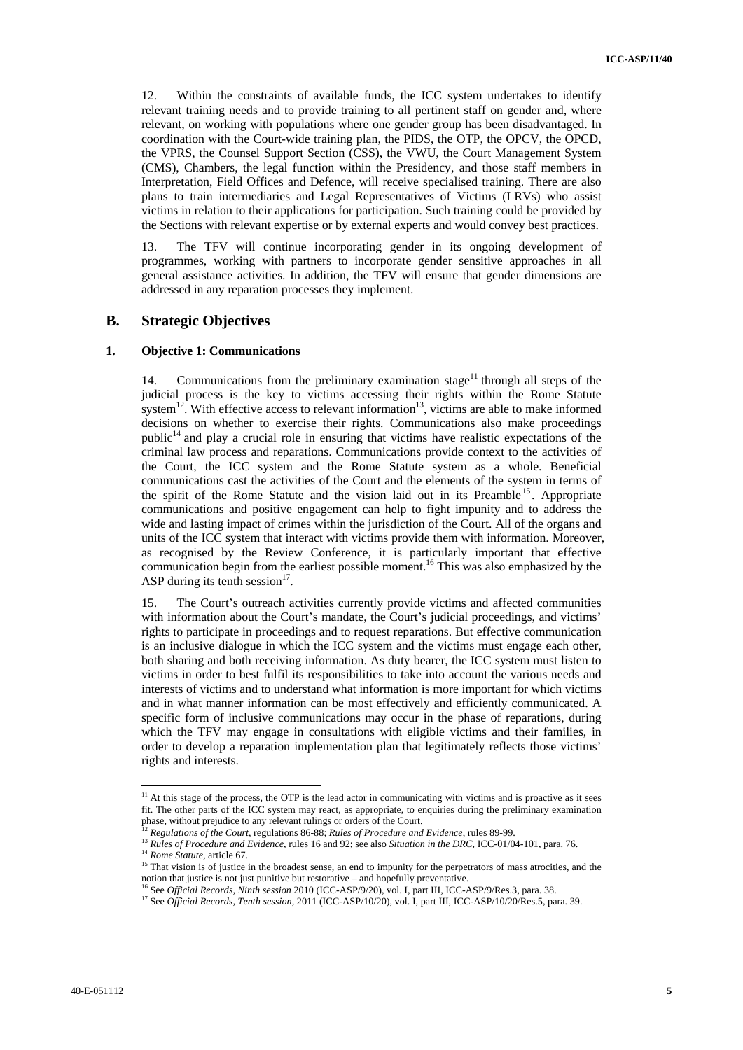12. Within the constraints of available funds, the ICC system undertakes to identify relevant training needs and to provide training to all pertinent staff on gender and, where relevant, on working with populations where one gender group has been disadvantaged. In coordination with the Court-wide training plan, the PIDS, the OTP, the OPCV, the OPCD, the VPRS, the Counsel Support Section (CSS), the VWU, the Court Management System (CMS), Chambers, the legal function within the Presidency, and those staff members in Interpretation, Field Offices and Defence, will receive specialised training. There are also plans to train intermediaries and Legal Representatives of Victims (LRVs) who assist victims in relation to their applications for participation. Such training could be provided by the Sections with relevant expertise or by external experts and would convey best practices.

13. The TFV will continue incorporating gender in its ongoing development of programmes, working with partners to incorporate gender sensitive approaches in all general assistance activities. In addition, the TFV will ensure that gender dimensions are addressed in any reparation processes they implement.

## B. Strategic Objectives

### 1. Objective 1: Communications

14. Communications from the preliminary examination stage[11] through all steps of the judicial process is the key to victims accessing their rights within the Rome Statute system[12]. With effective access to relevant information[13], victims are able to make informed decisions on whether to exercise their rights. Communications also make proceedings public[14] and play a crucial role in ensuring that victims have realistic expectations of the criminal law process and reparations. Communications provide context to the activities of the Court, the ICC system and the Rome Statute system as a whole. Beneficial communications cast the activities of the Court and the elements of the system in terms of the spirit of the Rome Statute and the vision laid out in its Preamble[15]. Appropriate communications and positive engagement can help to fight impunity and to address the wide and lasting impact of crimes within the jurisdiction of the Court. All of the organs and units of the ICC system that interact with victims provide them with information. Moreover, as recognised by the Review Conference, it is particularly important that effective communication begin from the earliest possible moment.[16] This was also emphasized by the ASP during its tenth session[17].

15. The Court's outreach activities currently provide victims and affected communities with information about the Court's mandate, the Court's judicial proceedings, and victims' rights to participate in proceedings and to request reparations. But effective communication is an inclusive dialogue in which the ICC system and the victims must engage each other, both sharing and both receiving information. As duty bearer, the ICC system must listen to victims in order to best fulfil its responsibilities to take into account the various needs and interests of victims and to understand what information is more important for which victims and in what manner information can be most effectively and efficiently communicated. A specific form of inclusive communications may occur in the phase of reparations, during which the TFV may engage in consultations with eligible victims and their families, in order to develop a reparation implementation plan that legitimately reflects those victims' rights and interests.

---

[11] At this stage of the process, the OTP is the lead actor in communicating with victims and is proactive as it sees fit. The other parts of the ICC system may react, as appropriate, to enquiries during the preliminary examination phase, without prejudice to any relevant rulings or orders of the Court.

[12] *Regulations of the Court*, regulations 86-88; *Rules of Procedure and Evidence*, rules 89-99.

[13] *Rules of Procedure and Evidence*, rules 16 and 92; see also *Situation in the DRC*, ICC-01/04-101, para. 76.

[14] *Rome Statute*, article 67.

[15] That vision is of justice in the broadest sense, an end to impunity for the perpetrators of mass atrocities, and the notion that justice is not just punitive but restorative – and hopefully preventative.

[16] See *Official Records, Ninth session* 2010 (ICC-ASP/9/20), vol. I, part III, ICC-ASP/9/Res.3, para. 38.

[17] See *Official Records, Tenth session*, 2011 (ICC-ASP/10/20), vol. I, part III, ICC-ASP/10/20/Res.5, para. 39.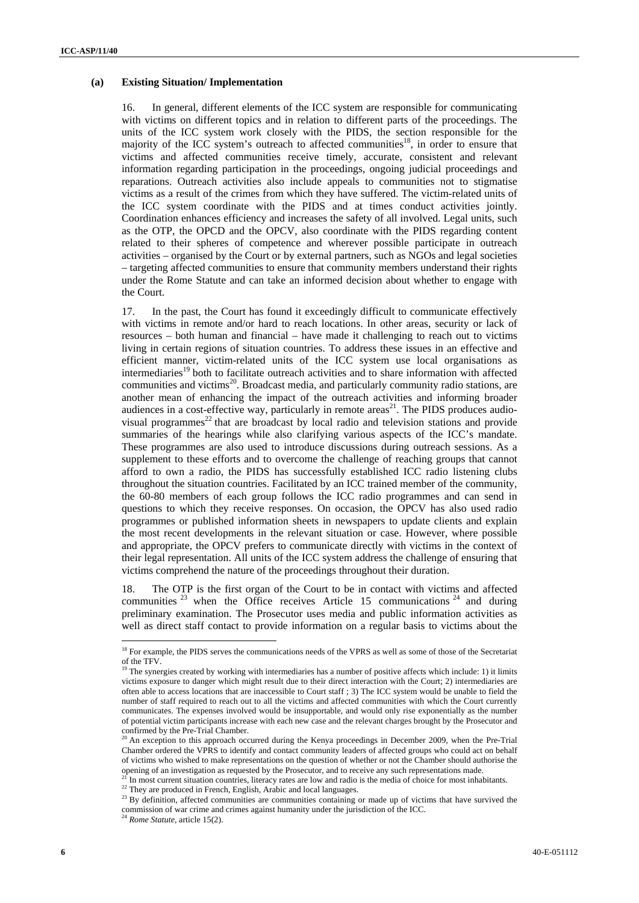#### (a) Existing Situation/ Implementation

16. In general, different elements of the ICC system are responsible for communicating with victims on different topics and in relation to different parts of the proceedings. The units of the ICC system work closely with the PIDS, the section responsible for the majority of the ICC system's outreach to affected communities[18], in order to ensure that victims and affected communities receive timely, accurate, consistent and relevant information regarding participation in the proceedings, ongoing judicial proceedings and reparations. Outreach activities also include appeals to communities not to stigmatise victims as a result of the crimes from which they have suffered. The victim-related units of the ICC system coordinate with the PIDS and at times conduct activities jointly. Coordination enhances efficiency and increases the safety of all involved. Legal units, such as the OTP, the OPCD and the OPCV, also coordinate with the PIDS regarding content related to their spheres of competence and wherever possible participate in outreach activities – organised by the Court or by external partners, such as NGOs and legal societies – targeting affected communities to ensure that community members understand their rights under the Rome Statute and can take an informed decision about whether to engage with the Court.

17. In the past, the Court has found it exceedingly difficult to communicate effectively with victims in remote and/or hard to reach locations. In other areas, security or lack of resources – both human and financial – have made it challenging to reach out to victims living in certain regions of situation countries. To address these issues in an effective and efficient manner, victim-related units of the ICC system use local organisations as intermediaries[19] both to facilitate outreach activities and to share information with affected communities and victims[20]. Broadcast media, and particularly community radio stations, are another mean of enhancing the impact of the outreach activities and informing broader audiences in a cost-effective way, particularly in remote areas[21]. The PIDS produces audio-visual programmes[22] that are broadcast by local radio and television stations and provide summaries of the hearings while also clarifying various aspects of the ICC's mandate. These programmes are also used to introduce discussions during outreach sessions. As a supplement to these efforts and to overcome the challenge of reaching groups that cannot afford to own a radio, the PIDS has successfully established ICC radio listening clubs throughout the situation countries. Facilitated by an ICC trained member of the community, the 60-80 members of each group follows the ICC radio programmes and can send in questions to which they receive responses. On occasion, the OPCV has also used radio programmes or published information sheets in newspapers to update clients and explain the most recent developments in the relevant situation or case. However, where possible and appropriate, the OPCV prefers to communicate directly with victims in the context of their legal representation. All units of the ICC system address the challenge of ensuring that victims comprehend the nature of the proceedings throughout their duration.

18. The OTP is the first organ of the Court to be in contact with victims and affected communities[23] when the Office receives Article 15 communications[24] and during preliminary examination. The Prosecutor uses media and public information activities as well as direct staff contact to provide information on a regular basis to victims about the

---

[18] For example, the PIDS serves the communications needs of the VPRS as well as some of those of the Secretariat of the TFV.

[19] The synergies created by working with intermediaries has a number of positive affects which include: 1) it limits victims exposure to danger which might result due to their direct interaction with the Court; 2) intermediaries are often able to access locations that are inaccessible to Court staff ; 3) The ICC system would be unable to field the number of staff required to reach out to all the victims and affected communities with which the Court currently communicates. The expenses involved would be insupportable, and would only rise exponentially as the number of potential victim participants increase with each new case and the relevant charges brought by the Prosecutor and confirmed by the Pre-Trial Chamber.

[20] An exception to this approach occurred during the Kenya proceedings in December 2009, when the Pre-Trial Chamber ordered the VPRS to identify and contact community leaders of affected groups who could act on behalf of victims who wished to make representations on the question of whether or not the Chamber should authorise the opening of an investigation as requested by the Prosecutor, and to receive any such representations made.

[21] In most current situation countries, literacy rates are low and radio is the media of choice for most inhabitants.

[22] They are produced in French, English, Arabic and local languages.

[23] By definition, affected communities are communities containing or made up of victims that have survived the commission of war crime and crimes against humanity under the jurisdiction of the ICC.

[24] *Rome Statute*, article 15(2).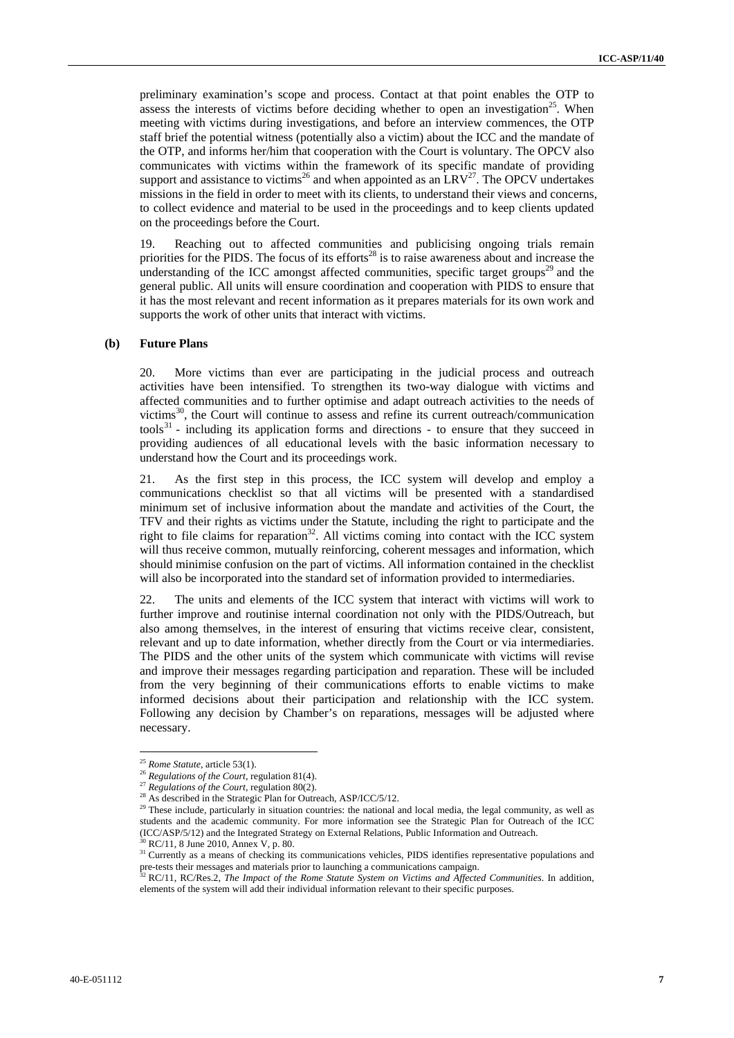preliminary examination's scope and process. Contact at that point enables the OTP to assess the interests of victims before deciding whether to open an investigation[25]. When meeting with victims during investigations, and before an interview commences, the OTP staff brief the potential witness (potentially also a victim) about the ICC and the mandate of the OTP, and informs her/him that cooperation with the Court is voluntary. The OPCV also communicates with victims within the framework of its specific mandate of providing support and assistance to victims[26] and when appointed as an LRV[27]. The OPCV undertakes missions in the field in order to meet with its clients, to understand their views and concerns, to collect evidence and material to be used in the proceedings and to keep clients updated on the proceedings before the Court.

19. Reaching out to affected communities and publicising ongoing trials remain priorities for the PIDS. The focus of its efforts[28] is to raise awareness about and increase the understanding of the ICC amongst affected communities, specific target groups[29] and the general public. All units will ensure coordination and cooperation with PIDS to ensure that it has the most relevant and recent information as it prepares materials for its own work and supports the work of other units that interact with victims.

### (b) Future Plans

20. More victims than ever are participating in the judicial process and outreach activities have been intensified. To strengthen its two-way dialogue with victims and affected communities and to further optimise and adapt outreach activities to the needs of victims[30], the Court will continue to assess and refine its current outreach/communication tools[31] - including its application forms and directions - to ensure that they succeed in providing audiences of all educational levels with the basic information necessary to understand how the Court and its proceedings work.

21. As the first step in this process, the ICC system will develop and employ a communications checklist so that all victims will be presented with a standardised minimum set of inclusive information about the mandate and activities of the Court, the TFV and their rights as victims under the Statute, including the right to participate and the right to file claims for reparation[32]. All victims coming into contact with the ICC system will thus receive common, mutually reinforcing, coherent messages and information, which should minimise confusion on the part of victims. All information contained in the checklist will also be incorporated into the standard set of information provided to intermediaries.

22. The units and elements of the ICC system that interact with victims will work to further improve and routinise internal coordination not only with the PIDS/Outreach, but also among themselves, in the interest of ensuring that victims receive clear, consistent, relevant and up to date information, whether directly from the Court or via intermediaries. The PIDS and the other units of the system which communicate with victims will revise and improve their messages regarding participation and reparation. These will be included from the very beginning of their communications efforts to enable victims to make informed decisions about their participation and relationship with the ICC system. Following any decision by Chamber's on reparations, messages will be adjusted where necessary.

---

[25] *Rome Statute*, article 53(1).

[26] *Regulations of the Court*, regulation 81(4).

[27] *Regulations of the Court*, regulation 80(2).

[28] As described in the Strategic Plan for Outreach, ASP/ICC/5/12.

[29] These include, particularly in situation countries: the national and local media, the legal community, as well as students and the academic community. For more information see the Strategic Plan for Outreach of the ICC (ICC/ASP/5/12) and the Integrated Strategy on External Relations, Public Information and Outreach.

[30] RC/11, 8 June 2010, Annex V, p. 80.

[31] Currently as a means of checking its communications vehicles, PIDS identifies representative populations and pre-tests their messages and materials prior to launching a communications campaign.

[32] RC/11, RC/Res.2, *The Impact of the Rome Statute System on Victims and Affected Communities*. In addition, elements of the system will add their individual information relevant to their specific purposes.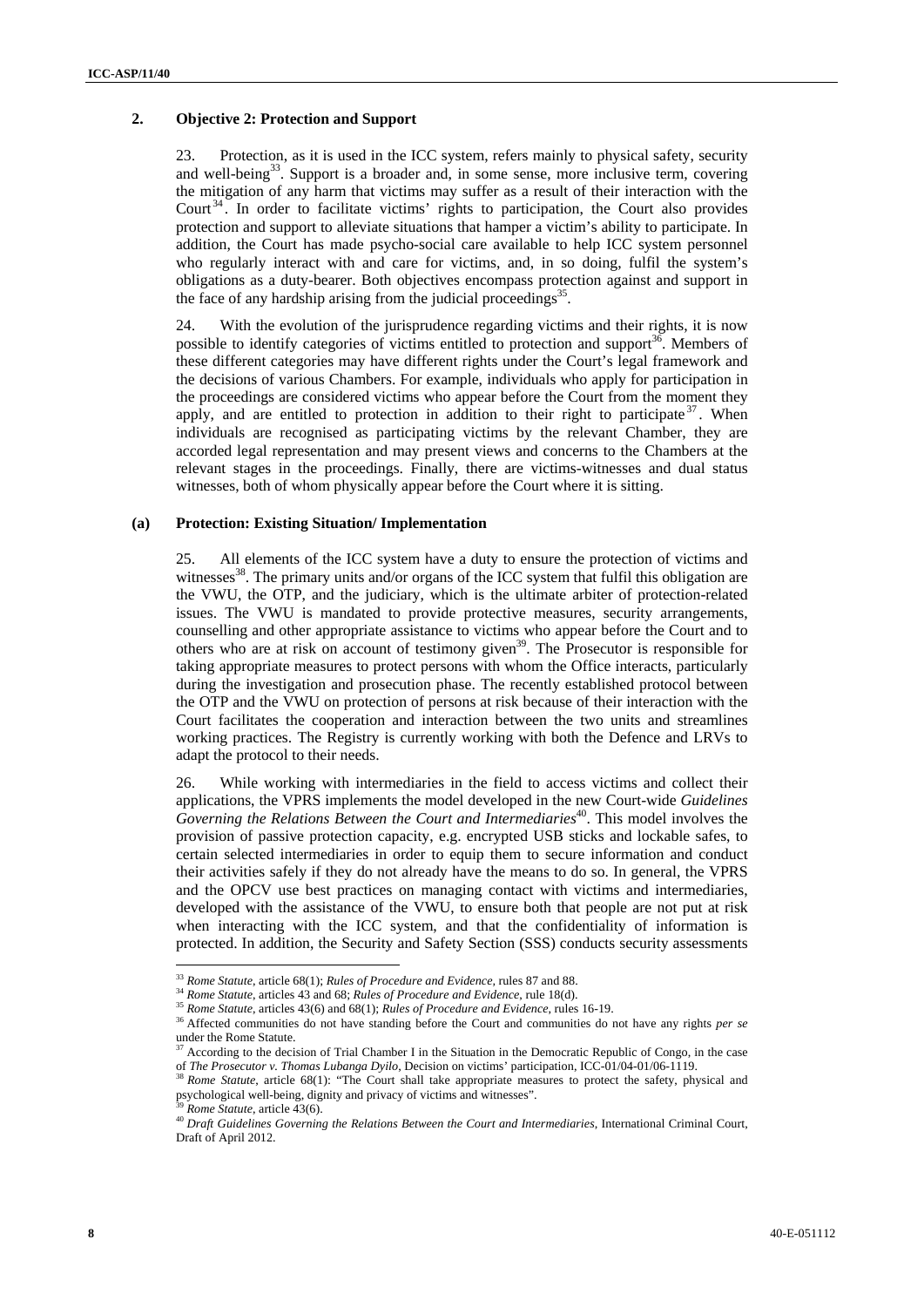## 2. Objective 2: Protection and Support

23. Protection, as it is used in the ICC system, refers mainly to physical safety, security and well-being[33]. Support is a broader and, in some sense, more inclusive term, covering the mitigation of any harm that victims may suffer as a result of their interaction with the Court[34]. In order to facilitate victims' rights to participation, the Court also provides protection and support to alleviate situations that hamper a victim's ability to participate. In addition, the Court has made psycho-social care available to help ICC system personnel who regularly interact with and care for victims, and, in so doing, fulfil the system's obligations as a duty-bearer. Both objectives encompass protection against and support in the face of any hardship arising from the judicial proceedings[35].

24. With the evolution of the jurisprudence regarding victims and their rights, it is now possible to identify categories of victims entitled to protection and support[36]. Members of these different categories may have different rights under the Court's legal framework and the decisions of various Chambers. For example, individuals who apply for participation in the proceedings are considered victims who appear before the Court from the moment they apply, and are entitled to protection in addition to their right to participate[37]. When individuals are recognised as participating victims by the relevant Chamber, they are accorded legal representation and may present views and concerns to the Chambers at the relevant stages in the proceedings. Finally, there are victims-witnesses and dual status witnesses, both of whom physically appear before the Court where it is sitting.

### (a) Protection: Existing Situation/ Implementation

25. All elements of the ICC system have a duty to ensure the protection of victims and witnesses[38]. The primary units and/or organs of the ICC system that fulfil this obligation are the VWU, the OTP, and the judiciary, which is the ultimate arbiter of protection-related issues. The VWU is mandated to provide protective measures, security arrangements, counselling and other appropriate assistance to victims who appear before the Court and to others who are at risk on account of testimony given[39]. The Prosecutor is responsible for taking appropriate measures to protect persons with whom the Office interacts, particularly during the investigation and prosecution phase. The recently established protocol between the OTP and the VWU on protection of persons at risk because of their interaction with the Court facilitates the cooperation and interaction between the two units and streamlines working practices. The Registry is currently working with both the Defence and LRVs to adapt the protocol to their needs.

26. While working with intermediaries in the field to access victims and collect their applications, the VPRS implements the model developed in the new Court-wide *Guidelines Governing the Relations Between the Court and Intermediaries*[40]. This model involves the provision of passive protection capacity, e.g. encrypted USB sticks and lockable safes, to certain selected intermediaries in order to equip them to secure information and conduct their activities safely if they do not already have the means to do so. In general, the VPRS and the OPCV use best practices on managing contact with victims and intermediaries, developed with the assistance of the VWU, to ensure both that people are not put at risk when interacting with the ICC system, and that the confidentiality of information is protected. In addition, the Security and Safety Section (SSS) conducts security assessments

---

[33] *Rome Statute*, article 68(1); *Rules of Procedure and Evidence*, rules 87 and 88.

[34] *Rome Statute*, articles 43 and 68; *Rules of Procedure and Evidence*, rule 18(d).

[35] *Rome Statute*, articles 43(6) and 68(1); *Rules of Procedure and Evidence*, rules 16-19.

[36] Affected communities do not have standing before the Court and communities do not have any rights *per se* under the Rome Statute.

[37] According to the decision of Trial Chamber I in the Situation in the Democratic Republic of Congo, in the case of *The Prosecutor v. Thomas Lubanga Dyilo*, Decision on victims' participation, ICC-01/04-01/06-1119.

[38] *Rome Statute*, article 68(1): "The Court shall take appropriate measures to protect the safety, physical and psychological well-being, dignity and privacy of victims and witnesses".

[39] *Rome Statute*, article 43(6).

[40] *Draft Guidelines Governing the Relations Between the Court and Intermediaries*, International Criminal Court, Draft of April 2012.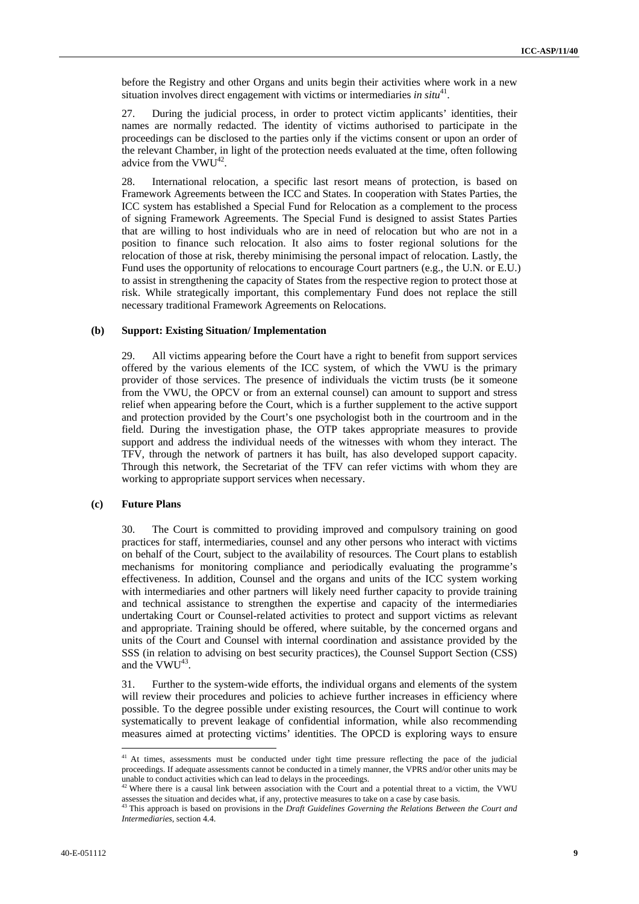before the Registry and other Organs and units begin their activities where work in a new situation involves direct engagement with victims or intermediaries *in situ*[41].

27. During the judicial process, in order to protect victim applicants' identities, their names are normally redacted. The identity of victims authorised to participate in the proceedings can be disclosed to the parties only if the victims consent or upon an order of the relevant Chamber, in light of the protection needs evaluated at the time, often following advice from the VWU[42].

28. International relocation, a specific last resort means of protection, is based on Framework Agreements between the ICC and States. In cooperation with States Parties, the ICC system has established a Special Fund for Relocation as a complement to the process of signing Framework Agreements. The Special Fund is designed to assist States Parties that are willing to host individuals who are in need of relocation but who are not in a position to finance such relocation. It also aims to foster regional solutions for the relocation of those at risk, thereby minimising the personal impact of relocation. Lastly, the Fund uses the opportunity of relocations to encourage Court partners (e.g., the U.N. or E.U.) to assist in strengthening the capacity of States from the respective region to protect those at risk. While strategically important, this complementary Fund does not replace the still necessary traditional Framework Agreements on Relocations.

### (b) Support: Existing Situation/ Implementation

29. All victims appearing before the Court have a right to benefit from support services offered by the various elements of the ICC system, of which the VWU is the primary provider of those services. The presence of individuals the victim trusts (be it someone from the VWU, the OPCV or from an external counsel) can amount to support and stress relief when appearing before the Court, which is a further supplement to the active support and protection provided by the Court's one psychologist both in the courtroom and in the field. During the investigation phase, the OTP takes appropriate measures to provide support and address the individual needs of the witnesses with whom they interact. The TFV, through the network of partners it has built, has also developed support capacity. Through this network, the Secretariat of the TFV can refer victims with whom they are working to appropriate support services when necessary.

### (c) Future Plans

30. The Court is committed to providing improved and compulsory training on good practices for staff, intermediaries, counsel and any other persons who interact with victims on behalf of the Court, subject to the availability of resources. The Court plans to establish mechanisms for monitoring compliance and periodically evaluating the programme's effectiveness. In addition, Counsel and the organs and units of the ICC system working with intermediaries and other partners will likely need further capacity to provide training and technical assistance to strengthen the expertise and capacity of the intermediaries undertaking Court or Counsel-related activities to protect and support victims as relevant and appropriate. Training should be offered, where suitable, by the concerned organs and units of the Court and Counsel with internal coordination and assistance provided by the SSS (in relation to advising on best security practices), the Counsel Support Section (CSS) and the VWU[43].

31. Further to the system-wide efforts, the individual organs and elements of the system will review their procedures and policies to achieve further increases in efficiency where possible. To the degree possible under existing resources, the Court will continue to work systematically to prevent leakage of confidential information, while also recommending measures aimed at protecting victims' identities. The OPCD is exploring ways to ensure

---

[41] At times, assessments must be conducted under tight time pressure reflecting the pace of the judicial proceedings. If adequate assessments cannot be conducted in a timely manner, the VPRS and/or other units may be unable to conduct activities which can lead to delays in the proceedings.

[42] Where there is a causal link between association with the Court and a potential threat to a victim, the VWU assesses the situation and decides what, if any, protective measures to take on a case by case basis.

[43] This approach is based on provisions in the *Draft Guidelines Governing the Relations Between the Court and Intermediaries*, section 4.4.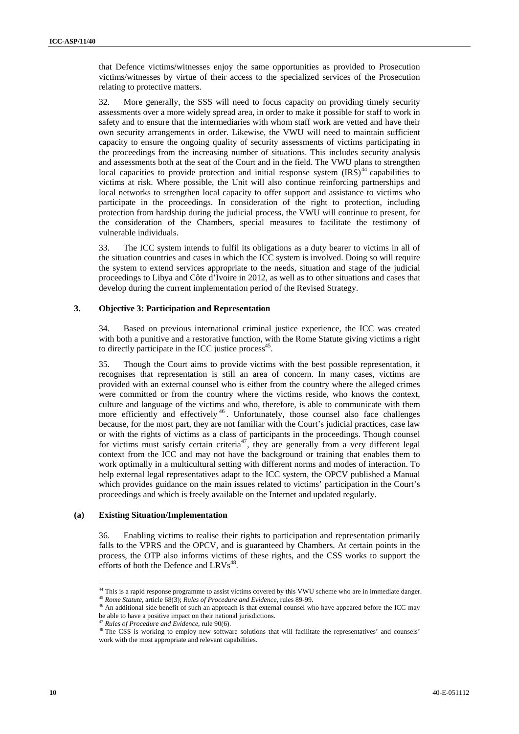that Defence victims/witnesses enjoy the same opportunities as provided to Prosecution victims/witnesses by virtue of their access to the specialized services of the Prosecution relating to protective matters.

32. More generally, the SSS will need to focus capacity on providing timely security assessments over a more widely spread area, in order to make it possible for staff to work in safety and to ensure that the intermediaries with whom staff work are vetted and have their own security arrangements in order. Likewise, the VWU will need to maintain sufficient capacity to ensure the ongoing quality of security assessments of victims participating in the proceedings from the increasing number of situations. This includes security analysis and assessments both at the seat of the Court and in the field. The VWU plans to strengthen local capacities to provide protection and initial response system (IRS)[44] capabilities to victims at risk. Where possible, the Unit will also continue reinforcing partnerships and local networks to strengthen local capacity to offer support and assistance to victims who participate in the proceedings. In consideration of the right to protection, including protection from hardship during the judicial process, the VWU will continue to present, for the consideration of the Chambers, special measures to facilitate the testimony of vulnerable individuals.

33. The ICC system intends to fulfil its obligations as a duty bearer to victims in all of the situation countries and cases in which the ICC system is involved. Doing so will require the system to extend services appropriate to the needs, situation and stage of the judicial proceedings to Libya and Côte d'Ivoire in 2012, as well as to other situations and cases that develop during the current implementation period of the Revised Strategy.

### 3. Objective 3: Participation and Representation

34. Based on previous international criminal justice experience, the ICC was created with both a punitive and a restorative function, with the Rome Statute giving victims a right to directly participate in the ICC justice process[45].

35. Though the Court aims to provide victims with the best possible representation, it recognises that representation is still an area of concern. In many cases, victims are provided with an external counsel who is either from the country where the alleged crimes were committed or from the country where the victims reside, who knows the context, culture and language of the victims and who, therefore, is able to communicate with them more efficiently and effectively[46]. Unfortunately, those counsel also face challenges because, for the most part, they are not familiar with the Court's judicial practices, case law or with the rights of victims as a class of participants in the proceedings. Though counsel for victims must satisfy certain criteria[47], they are generally from a very different legal context from the ICC and may not have the background or training that enables them to work optimally in a multicultural setting with different norms and modes of interaction. To help external legal representatives adapt to the ICC system, the OPCV published a Manual which provides guidance on the main issues related to victims' participation in the Court's proceedings and which is freely available on the Internet and updated regularly.

#### (a) Existing Situation/Implementation

36. Enabling victims to realise their rights to participation and representation primarily falls to the VPRS and the OPCV, and is guaranteed by Chambers. At certain points in the process, the OTP also informs victims of these rights, and the CSS works to support the efforts of both the Defence and LRVs[48].

---

[44] This is a rapid response programme to assist victims covered by this VWU scheme who are in immediate danger.

[45] *Rome Statute*, article 68(3); *Rules of Procedure and Evidence*, rules 89-99.

[46] An additional side benefit of such an approach is that external counsel who have appeared before the ICC may be able to have a positive impact on their national jurisdictions.

[47] *Rules of Procedure and Evidence*, rule 90(6).

[48] The CSS is working to employ new software solutions that will facilitate the representatives' and counsels' work with the most appropriate and relevant capabilities.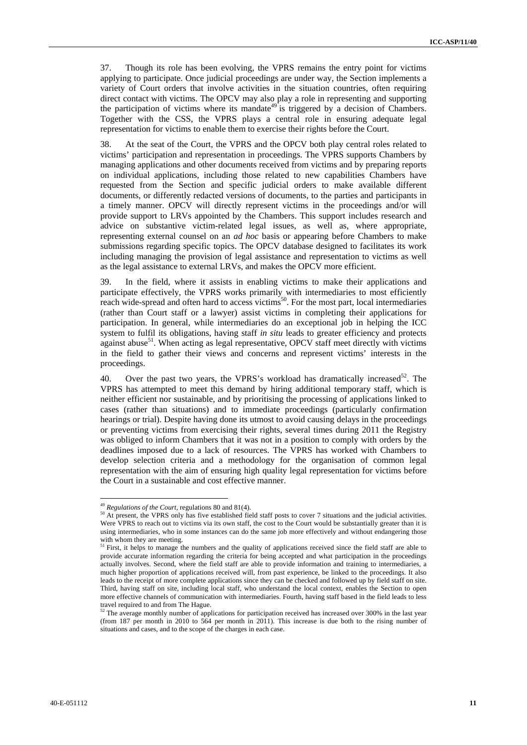37. Though its role has been evolving, the VPRS remains the entry point for victims applying to participate. Once judicial proceedings are under way, the Section implements a variety of Court orders that involve activities in the situation countries, often requiring direct contact with victims. The OPCV may also play a role in representing and supporting the participation of victims where its mandate[49] is triggered by a decision of Chambers. Together with the CSS, the VPRS plays a central role in ensuring adequate legal representation for victims to enable them to exercise their rights before the Court.

38. At the seat of the Court, the VPRS and the OPCV both play central roles related to victims' participation and representation in proceedings. The VPRS supports Chambers by managing applications and other documents received from victims and by preparing reports on individual applications, including those related to new capabilities Chambers have requested from the Section and specific judicial orders to make available different documents, or differently redacted versions of documents, to the parties and participants in a timely manner. OPCV will directly represent victims in the proceedings and/or will provide support to LRVs appointed by the Chambers. This support includes research and advice on substantive victim-related legal issues, as well as, where appropriate, representing external counsel on an *ad hoc* basis or appearing before Chambers to make submissions regarding specific topics. The OPCV database designed to facilitates its work including managing the provision of legal assistance and representation to victims as well as the legal assistance to external LRVs, and makes the OPCV more efficient.

39. In the field, where it assists in enabling victims to make their applications and participate effectively, the VPRS works primarily with intermediaries to most efficiently reach wide-spread and often hard to access victims[50]. For the most part, local intermediaries (rather than Court staff or a lawyer) assist victims in completing their applications for participation. In general, while intermediaries do an exceptional job in helping the ICC system to fulfil its obligations, having staff *in situ* leads to greater efficiency and protects against abuse[51]. When acting as legal representative, OPCV staff meet directly with victims in the field to gather their views and concerns and represent victims' interests in the proceedings.

40. Over the past two years, the VPRS's workload has dramatically increased[52]. The VPRS has attempted to meet this demand by hiring additional temporary staff, which is neither efficient nor sustainable, and by prioritising the processing of applications linked to cases (rather than situations) and to immediate proceedings (particularly confirmation hearings or trial). Despite having done its utmost to avoid causing delays in the proceedings or preventing victims from exercising their rights, several times during 2011 the Registry was obliged to inform Chambers that it was not in a position to comply with orders by the deadlines imposed due to a lack of resources. The VPRS has worked with Chambers to develop selection criteria and a methodology for the organisation of common legal representation with the aim of ensuring high quality legal representation for victims before the Court in a sustainable and cost effective manner.

---

[49] *Regulations of the Court*, regulations 80 and 81(4).

[50] At present, the VPRS only has five established field staff posts to cover 7 situations and the judicial activities. Were VPRS to reach out to victims via its own staff, the cost to the Court would be substantially greater than it is using intermediaries, who in some instances can do the same job more effectively and without endangering those with whom they are meeting.

[51] First, it helps to manage the numbers and the quality of applications received since the field staff are able to provide accurate information regarding the criteria for being accepted and what participation in the proceedings actually involves. Second, where the field staff are able to provide information and training to intermediaries, a much higher proportion of applications received will, from past experience, be linked to the proceedings. It also leads to the receipt of more complete applications since they can be checked and followed up by field staff on site. Third, having staff on site, including local staff, who understand the local context, enables the Section to open more effective channels of communication with intermediaries. Fourth, having staff based in the field leads to less travel required to and from The Hague.

[52] The average monthly number of applications for participation received has increased over 300% in the last year (from 187 per month in 2010 to 564 per month in 2011). This increase is due both to the rising number of situations and cases, and to the scope of the charges in each case.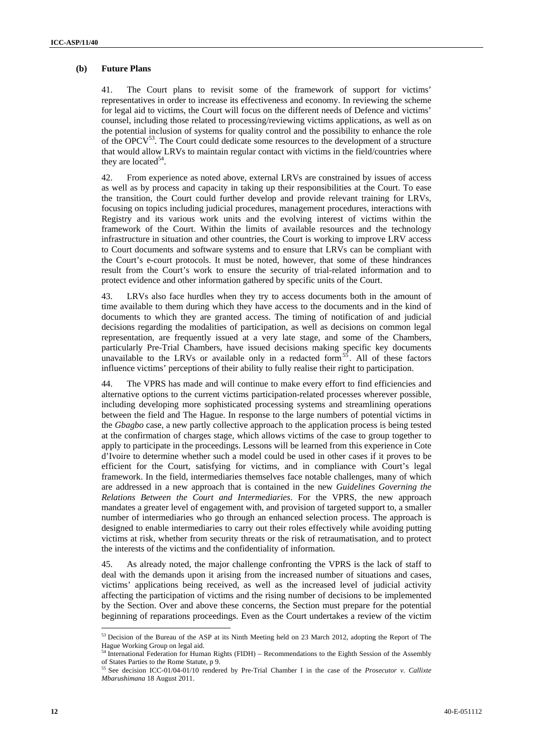### (b) Future Plans

41. The Court plans to revisit some of the framework of support for victims' representatives in order to increase its effectiveness and economy. In reviewing the scheme for legal aid to victims, the Court will focus on the different needs of Defence and victims' counsel, including those related to processing/reviewing victims applications, as well as on the potential inclusion of systems for quality control and the possibility to enhance the role of the OPCV[53]. The Court could dedicate some resources to the development of a structure that would allow LRVs to maintain regular contact with victims in the field/countries where they are located[54].

42. From experience as noted above, external LRVs are constrained by issues of access as well as by process and capacity in taking up their responsibilities at the Court. To ease the transition, the Court could further develop and provide relevant training for LRVs, focusing on topics including judicial procedures, management procedures, interactions with Registry and its various work units and the evolving interest of victims within the framework of the Court. Within the limits of available resources and the technology infrastructure in situation and other countries, the Court is working to improve LRV access to Court documents and software systems and to ensure that LRVs can be compliant with the Court's e-court protocols. It must be noted, however, that some of these hindrances result from the Court's work to ensure the security of trial-related information and to protect evidence and other information gathered by specific units of the Court.

43. LRVs also face hurdles when they try to access documents both in the amount of time available to them during which they have access to the documents and in the kind of documents to which they are granted access. The timing of notification of and judicial decisions regarding the modalities of participation, as well as decisions on common legal representation, are frequently issued at a very late stage, and some of the Chambers, particularly Pre-Trial Chambers, have issued decisions making specific key documents unavailable to the LRVs or available only in a redacted form[55]. All of these factors influence victims' perceptions of their ability to fully realise their right to participation.

44. The VPRS has made and will continue to make every effort to find efficiencies and alternative options to the current victims participation-related processes wherever possible, including developing more sophisticated processing systems and streamlining operations between the field and The Hague. In response to the large numbers of potential victims in the *Gbagbo* case, a new partly collective approach to the application process is being tested at the confirmation of charges stage, which allows victims of the case to group together to apply to participate in the proceedings. Lessons will be learned from this experience in Cote d'Ivoire to determine whether such a model could be used in other cases if it proves to be efficient for the Court, satisfying for victims, and in compliance with Court's legal framework. In the field, intermediaries themselves face notable challenges, many of which are addressed in a new approach that is contained in the new *Guidelines Governing the Relations Between the Court and Intermediaries*. For the VPRS, the new approach mandates a greater level of engagement with, and provision of targeted support to, a smaller number of intermediaries who go through an enhanced selection process. The approach is designed to enable intermediaries to carry out their roles effectively while avoiding putting victims at risk, whether from security threats or the risk of retraumatisation, and to protect the interests of the victims and the confidentiality of information.

45. As already noted, the major challenge confronting the VPRS is the lack of staff to deal with the demands upon it arising from the increased number of situations and cases, victims' applications being received, as well as the increased level of judicial activity affecting the participation of victims and the rising number of decisions to be implemented by the Section. Over and above these concerns, the Section must prepare for the potential beginning of reparations proceedings. Even as the Court undertakes a review of the victim

---

[53] Decision of the Bureau of the ASP at its Ninth Meeting held on 23 March 2012, adopting the Report of The Hague Working Group on legal aid.

[54] International Federation for Human Rights (FIDH) – Recommendations to the Eighth Session of the Assembly of States Parties to the Rome Statute, p 9.

[55] See decision ICC-01/04-01/10 rendered by Pre-Trial Chamber I in the case of the *Prosecutor v. Callixte Mbarushimana* 18 August 2011.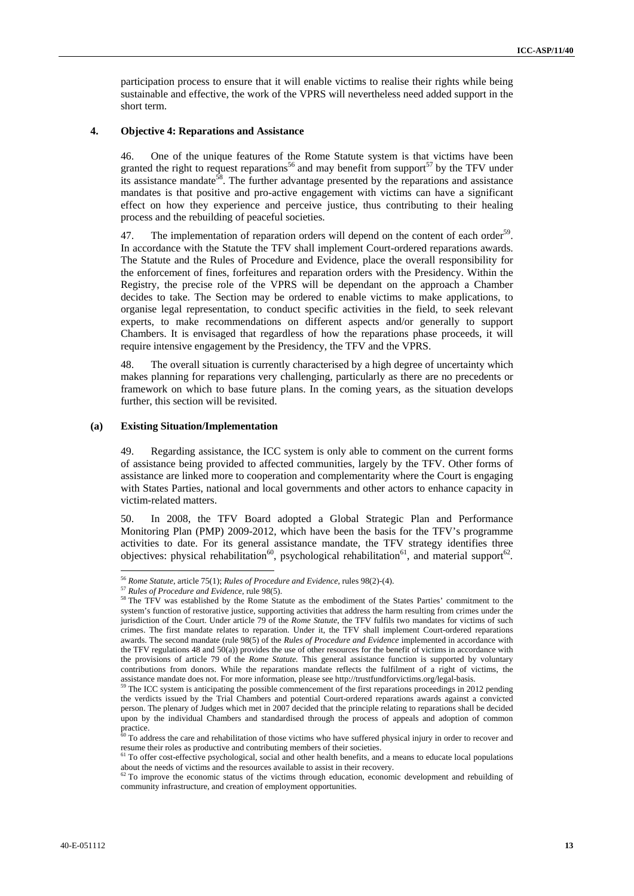participation process to ensure that it will enable victims to realise their rights while being sustainable and effective, the work of the VPRS will nevertheless need added support in the short term.

### 4. Objective 4: Reparations and Assistance

46. One of the unique features of the Rome Statute system is that victims have been granted the right to request reparations[56] and may benefit from support[57] by the TFV under its assistance mandate[58]. The further advantage presented by the reparations and assistance mandates is that positive and pro-active engagement with victims can have a significant effect on how they experience and perceive justice, thus contributing to their healing process and the rebuilding of peaceful societies.

47. The implementation of reparation orders will depend on the content of each order[59]. In accordance with the Statute the TFV shall implement Court-ordered reparations awards. The Statute and the Rules of Procedure and Evidence, place the overall responsibility for the enforcement of fines, forfeitures and reparation orders with the Presidency. Within the Registry, the precise role of the VPRS will be dependant on the approach a Chamber decides to take. The Section may be ordered to enable victims to make applications, to organise legal representation, to conduct specific activities in the field, to seek relevant experts, to make recommendations on different aspects and/or generally to support Chambers. It is envisaged that regardless of how the reparations phase proceeds, it will require intensive engagement by the Presidency, the TFV and the VPRS.

48. The overall situation is currently characterised by a high degree of uncertainty which makes planning for reparations very challenging, particularly as there are no precedents or framework on which to base future plans. In the coming years, as the situation develops further, this section will be revisited.

#### (a) Existing Situation/Implementation

49. Regarding assistance, the ICC system is only able to comment on the current forms of assistance being provided to affected communities, largely by the TFV. Other forms of assistance are linked more to cooperation and complementarity where the Court is engaging with States Parties, national and local governments and other actors to enhance capacity in victim-related matters.

50. In 2008, the TFV Board adopted a Global Strategic Plan and Performance Monitoring Plan (PMP) 2009-2012, which have been the basis for the TFV's programme activities to date. For its general assistance mandate, the TFV strategy identifies three objectives: physical rehabilitation[60], psychological rehabilitation[61], and material support[62].

---

[56] *Rome Statute*, article 75(1); *Rules of Procedure and Evidence*, rules 98(2)-(4).

[57] *Rules of Procedure and Evidence*, rule 98(5).

[58] The TFV was established by the Rome Statute as the embodiment of the States Parties' commitment to the system's function of restorative justice, supporting activities that address the harm resulting from crimes under the jurisdiction of the Court. Under article 79 of the *Rome Statute*, the TFV fulfils two mandates for victims of such crimes. The first mandate relates to reparation. Under it, the TFV shall implement Court-ordered reparations awards. The second mandate (rule 98(5) of the *Rules of Procedure and Evidence* implemented in accordance with the TFV regulations 48 and 50(a)) provides the use of other resources for the benefit of victims in accordance with the provisions of article 79 of the *Rome Statute.* This general assistance function is supported by voluntary contributions from donors. While the reparations mandate reflects the fulfilment of a right of victims, the assistance mandate does not. For more information, please see http://trustfundforvictims.org/legal-basis.

[59] The ICC system is anticipating the possible commencement of the first reparations proceedings in 2012 pending the verdicts issued by the Trial Chambers and potential Court-ordered reparations awards against a convicted person. The plenary of Judges which met in 2007 decided that the principle relating to reparations shall be decided upon by the individual Chambers and standardised through the process of appeals and adoption of common practice.

[60] To address the care and rehabilitation of those victims who have suffered physical injury in order to recover and resume their roles as productive and contributing members of their societies.

[61] To offer cost-effective psychological, social and other health benefits, and a means to educate local populations about the needs of victims and the resources available to assist in their recovery.

[62] To improve the economic status of the victims through education, economic development and rebuilding of community infrastructure, and creation of employment opportunities.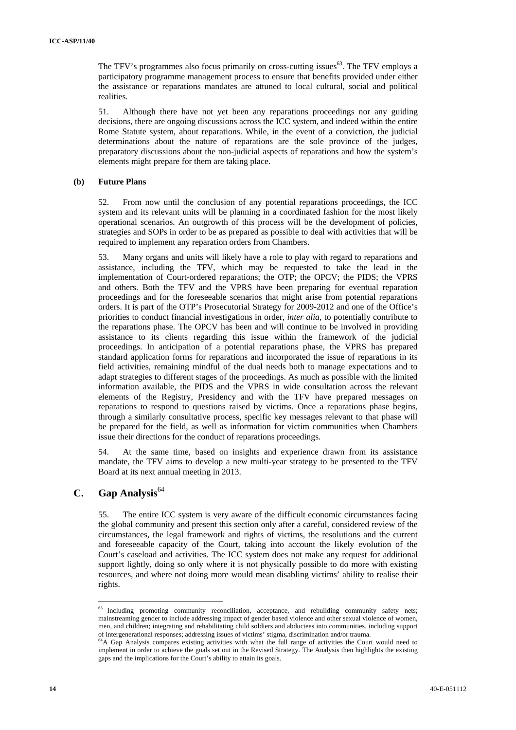The TFV's programmes also focus primarily on cross-cutting issues[63]. The TFV employs a participatory programme management process to ensure that benefits provided under either the assistance or reparations mandates are attuned to local cultural, social and political realities.

51. Although there have not yet been any reparations proceedings nor any guiding decisions, there are ongoing discussions across the ICC system, and indeed within the entire Rome Statute system, about reparations. While, in the event of a conviction, the judicial determinations about the nature of reparations are the sole province of the judges, preparatory discussions about the non-judicial aspects of reparations and how the system's elements might prepare for them are taking place.

### (b) Future Plans

52. From now until the conclusion of any potential reparations proceedings, the ICC system and its relevant units will be planning in a coordinated fashion for the most likely operational scenarios. An outgrowth of this process will be the development of policies, strategies and SOPs in order to be as prepared as possible to deal with activities that will be required to implement any reparation orders from Chambers.

53. Many organs and units will likely have a role to play with regard to reparations and assistance, including the TFV, which may be requested to take the lead in the implementation of Court-ordered reparations; the OTP; the OPCV; the PIDS; the VPRS and others. Both the TFV and the VPRS have been preparing for eventual reparation proceedings and for the foreseeable scenarios that might arise from potential reparations orders. It is part of the OTP's Prosecutorial Strategy for 2009-2012 and one of the Office's priorities to conduct financial investigations in order, *inter alia*, to potentially contribute to the reparations phase. The OPCV has been and will continue to be involved in providing assistance to its clients regarding this issue within the framework of the judicial proceedings. In anticipation of a potential reparations phase, the VPRS has prepared standard application forms for reparations and incorporated the issue of reparations in its field activities, remaining mindful of the dual needs both to manage expectations and to adapt strategies to different stages of the proceedings. As much as possible with the limited information available, the PIDS and the VPRS in wide consultation across the relevant elements of the Registry, Presidency and with the TFV have prepared messages on reparations to respond to questions raised by victims. Once a reparations phase begins, through a similarly consultative process, specific key messages relevant to that phase will be prepared for the field, as well as information for victim communities when Chambers issue their directions for the conduct of reparations proceedings.

54. At the same time, based on insights and experience drawn from its assistance mandate, the TFV aims to develop a new multi-year strategy to be presented to the TFV Board at its next annual meeting in 2013.

## C. Gap Analysis[64]

55. The entire ICC system is very aware of the difficult economic circumstances facing the global community and present this section only after a careful, considered review of the circumstances, the legal framework and rights of victims, the resolutions and the current and foreseeable capacity of the Court, taking into account the likely evolution of the Court's caseload and activities. The ICC system does not make any request for additional support lightly, doing so only where it is not physically possible to do more with existing resources, and where not doing more would mean disabling victims' ability to realise their rights.

---

[63] Including promoting community reconciliation, acceptance, and rebuilding community safety nets; mainstreaming gender to include addressing impact of gender based violence and other sexual violence of women, men, and children; integrating and rehabilitating child soldiers and abductees into communities, including support of intergenerational responses; addressing issues of victims' stigma, discrimination and/or trauma.

[64] A Gap Analysis compares existing activities with what the full range of activities the Court would need to implement in order to achieve the goals set out in the Revised Strategy. The Analysis then highlights the existing gaps and the implications for the Court's ability to attain its goals.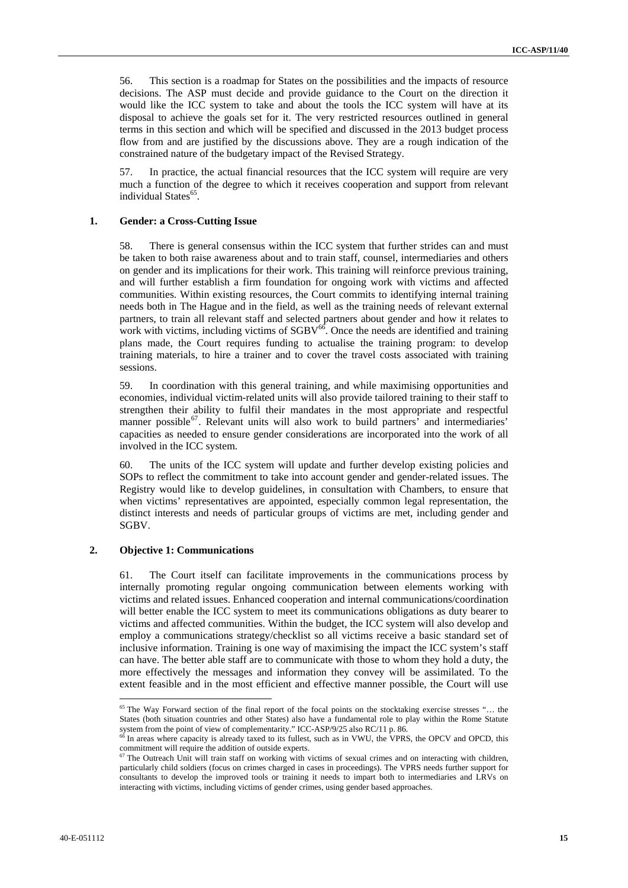56. This section is a roadmap for States on the possibilities and the impacts of resource decisions. The ASP must decide and provide guidance to the Court on the direction it would like the ICC system to take and about the tools the ICC system will have at its disposal to achieve the goals set for it. The very restricted resources outlined in general terms in this section and which will be specified and discussed in the 2013 budget process flow from and are justified by the discussions above. They are a rough indication of the constrained nature of the budgetary impact of the Revised Strategy.

57. In practice, the actual financial resources that the ICC system will require are very much a function of the degree to which it receives cooperation and support from relevant individual States[65].

### 1. Gender: a Cross-Cutting Issue

58. There is general consensus within the ICC system that further strides can and must be taken to both raise awareness about and to train staff, counsel, intermediaries and others on gender and its implications for their work. This training will reinforce previous training, and will further establish a firm foundation for ongoing work with victims and affected communities. Within existing resources, the Court commits to identifying internal training needs both in The Hague and in the field, as well as the training needs of relevant external partners, to train all relevant staff and selected partners about gender and how it relates to work with victims, including victims of SGBV[66]. Once the needs are identified and training plans made, the Court requires funding to actualise the training program: to develop training materials, to hire a trainer and to cover the travel costs associated with training sessions.

59. In coordination with this general training, and while maximising opportunities and economies, individual victim-related units will also provide tailored training to their staff to strengthen their ability to fulfil their mandates in the most appropriate and respectful manner possible[67]. Relevant units will also work to build partners' and intermediaries' capacities as needed to ensure gender considerations are incorporated into the work of all involved in the ICC system.

60. The units of the ICC system will update and further develop existing policies and SOPs to reflect the commitment to take into account gender and gender-related issues. The Registry would like to develop guidelines, in consultation with Chambers, to ensure that when victims' representatives are appointed, especially common legal representation, the distinct interests and needs of particular groups of victims are met, including gender and SGBV.

### 2. Objective 1: Communications

61. The Court itself can facilitate improvements in the communications process by internally promoting regular ongoing communication between elements working with victims and related issues. Enhanced cooperation and internal communications/coordination will better enable the ICC system to meet its communications obligations as duty bearer to victims and affected communities. Within the budget, the ICC system will also develop and employ a communications strategy/checklist so all victims receive a basic standard set of inclusive information. Training is one way of maximising the impact the ICC system's staff can have. The better able staff are to communicate with those to whom they hold a duty, the more effectively the messages and information they convey will be assimilated. To the extent feasible and in the most efficient and effective manner possible, the Court will use

---

[65] The Way Forward section of the final report of the focal points on the stocktaking exercise stresses "… the States (both situation countries and other States) also have a fundamental role to play within the Rome Statute system from the point of view of complementarity." ICC-ASP/9/25 also RC/11 p. 86.

[66] In areas where capacity is already taxed to its fullest, such as in VWU, the VPRS, the OPCV and OPCD, this commitment will require the addition of outside experts.

[67] The Outreach Unit will train staff on working with victims of sexual crimes and on interacting with children, particularly child soldiers (focus on crimes charged in cases in proceedings). The VPRS needs further support for consultants to develop the improved tools or training it needs to impart both to intermediaries and LRVs on interacting with victims, including victims of gender crimes, using gender based approaches.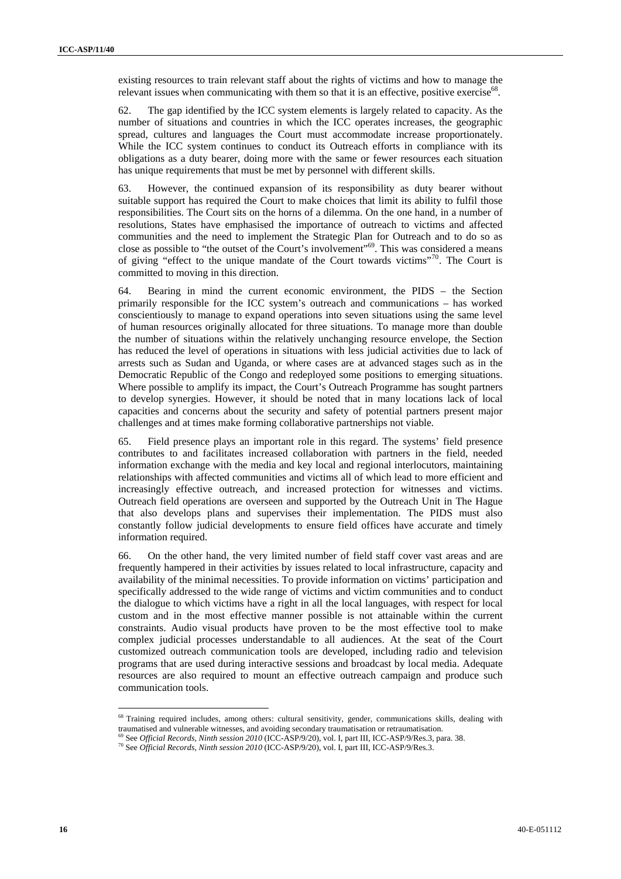existing resources to train relevant staff about the rights of victims and how to manage the relevant issues when communicating with them so that it is an effective, positive exercise[68].

62. The gap identified by the ICC system elements is largely related to capacity. As the number of situations and countries in which the ICC operates increases, the geographic spread, cultures and languages the Court must accommodate increase proportionately. While the ICC system continues to conduct its Outreach efforts in compliance with its obligations as a duty bearer, doing more with the same or fewer resources each situation has unique requirements that must be met by personnel with different skills.

63. However, the continued expansion of its responsibility as duty bearer without suitable support has required the Court to make choices that limit its ability to fulfil those responsibilities. The Court sits on the horns of a dilemma. On the one hand, in a number of resolutions, States have emphasised the importance of outreach to victims and affected communities and the need to implement the Strategic Plan for Outreach and to do so as close as possible to "the outset of the Court's involvement"[69]. This was considered a means of giving "effect to the unique mandate of the Court towards victims"[70]. The Court is committed to moving in this direction.

64. Bearing in mind the current economic environment, the PIDS – the Section primarily responsible for the ICC system's outreach and communications – has worked conscientiously to manage to expand operations into seven situations using the same level of human resources originally allocated for three situations. To manage more than double the number of situations within the relatively unchanging resource envelope, the Section has reduced the level of operations in situations with less judicial activities due to lack of arrests such as Sudan and Uganda, or where cases are at advanced stages such as in the Democratic Republic of the Congo and redeployed some positions to emerging situations. Where possible to amplify its impact, the Court's Outreach Programme has sought partners to develop synergies. However, it should be noted that in many locations lack of local capacities and concerns about the security and safety of potential partners present major challenges and at times make forming collaborative partnerships not viable.

65. Field presence plays an important role in this regard. The systems' field presence contributes to and facilitates increased collaboration with partners in the field, needed information exchange with the media and key local and regional interlocutors, maintaining relationships with affected communities and victims all of which lead to more efficient and increasingly effective outreach, and increased protection for witnesses and victims. Outreach field operations are overseen and supported by the Outreach Unit in The Hague that also develops plans and supervises their implementation. The PIDS must also constantly follow judicial developments to ensure field offices have accurate and timely information required.

66. On the other hand, the very limited number of field staff cover vast areas and are frequently hampered in their activities by issues related to local infrastructure, capacity and availability of the minimal necessities. To provide information on victims' participation and specifically addressed to the wide range of victims and victim communities and to conduct the dialogue to which victims have a right in all the local languages, with respect for local custom and in the most effective manner possible is not attainable within the current constraints. Audio visual products have proven to be the most effective tool to make complex judicial processes understandable to all audiences. At the seat of the Court customized outreach communication tools are developed, including radio and television programs that are used during interactive sessions and broadcast by local media. Adequate resources are also required to mount an effective outreach campaign and produce such communication tools.

---

[68] Training required includes, among others: cultural sensitivity, gender, communications skills, dealing with traumatised and vulnerable witnesses, and avoiding secondary traumatisation or retraumatisation.

[69] See *Official Records, Ninth session 2010* (ICC-ASP/9/20), vol. I, part III, ICC-ASP/9/Res.3, para. 38.

[70] See *Official Records, Ninth session 2010* (ICC-ASP/9/20), vol. I, part III, ICC-ASP/9/Res.3.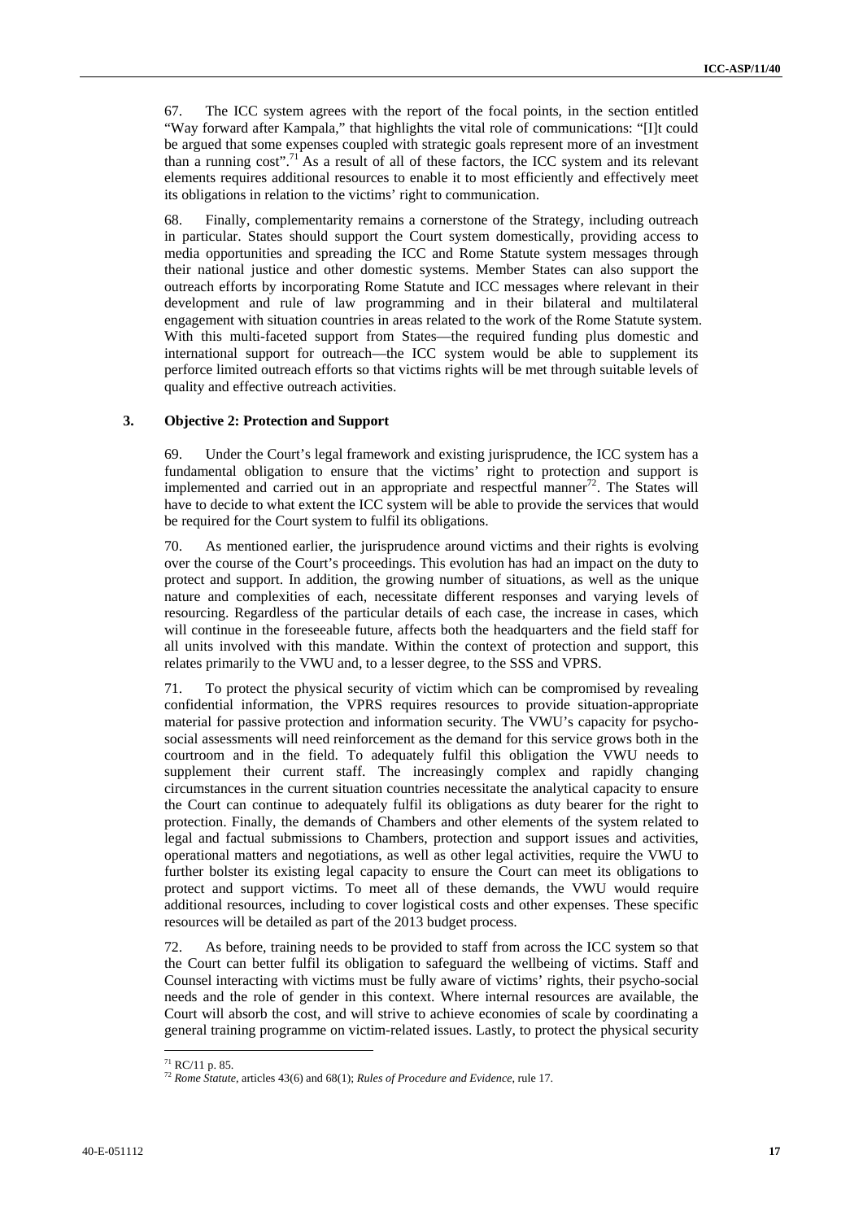67. The ICC system agrees with the report of the focal points, in the section entitled "Way forward after Kampala," that highlights the vital role of communications: "[I]t could be argued that some expenses coupled with strategic goals represent more of an investment than a running cost".[71] As a result of all of these factors, the ICC system and its relevant elements requires additional resources to enable it to most efficiently and effectively meet its obligations in relation to the victims' right to communication.

68. Finally, complementarity remains a cornerstone of the Strategy, including outreach in particular. States should support the Court system domestically, providing access to media opportunities and spreading the ICC and Rome Statute system messages through their national justice and other domestic systems. Member States can also support the outreach efforts by incorporating Rome Statute and ICC messages where relevant in their development and rule of law programming and in their bilateral and multilateral engagement with situation countries in areas related to the work of the Rome Statute system. With this multi-faceted support from States—the required funding plus domestic and international support for outreach—the ICC system would be able to supplement its perforce limited outreach efforts so that victims rights will be met through suitable levels of quality and effective outreach activities.

### 3. Objective 2: Protection and Support

69. Under the Court's legal framework and existing jurisprudence, the ICC system has a fundamental obligation to ensure that the victims' right to protection and support is implemented and carried out in an appropriate and respectful manner[72]. The States will have to decide to what extent the ICC system will be able to provide the services that would be required for the Court system to fulfil its obligations.

70. As mentioned earlier, the jurisprudence around victims and their rights is evolving over the course of the Court's proceedings. This evolution has had an impact on the duty to protect and support. In addition, the growing number of situations, as well as the unique nature and complexities of each, necessitate different responses and varying levels of resourcing. Regardless of the particular details of each case, the increase in cases, which will continue in the foreseeable future, affects both the headquarters and the field staff for all units involved with this mandate. Within the context of protection and support, this relates primarily to the VWU and, to a lesser degree, to the SSS and VPRS.

71. To protect the physical security of victim which can be compromised by revealing confidential information, the VPRS requires resources to provide situation-appropriate material for passive protection and information security. The VWU's capacity for psycho-social assessments will need reinforcement as the demand for this service grows both in the courtroom and in the field. To adequately fulfil this obligation the VWU needs to supplement their current staff. The increasingly complex and rapidly changing circumstances in the current situation countries necessitate the analytical capacity to ensure the Court can continue to adequately fulfil its obligations as duty bearer for the right to protection. Finally, the demands of Chambers and other elements of the system related to legal and factual submissions to Chambers, protection and support issues and activities, operational matters and negotiations, as well as other legal activities, require the VWU to further bolster its existing legal capacity to ensure the Court can meet its obligations to protect and support victims. To meet all of these demands, the VWU would require additional resources, including to cover logistical costs and other expenses. These specific resources will be detailed as part of the 2013 budget process.

72. As before, training needs to be provided to staff from across the ICC system so that the Court can better fulfil its obligation to safeguard the wellbeing of victims. Staff and Counsel interacting with victims must be fully aware of victims' rights, their psycho-social needs and the role of gender in this context. Where internal resources are available, the Court will absorb the cost, and will strive to achieve economies of scale by coordinating a general training programme on victim-related issues. Lastly, to protect the physical security

---

[71] RC/11 p. 85.

[72] *Rome Statute*, articles 43(6) and 68(1); *Rules of Procedure and Evidence*, rule 17.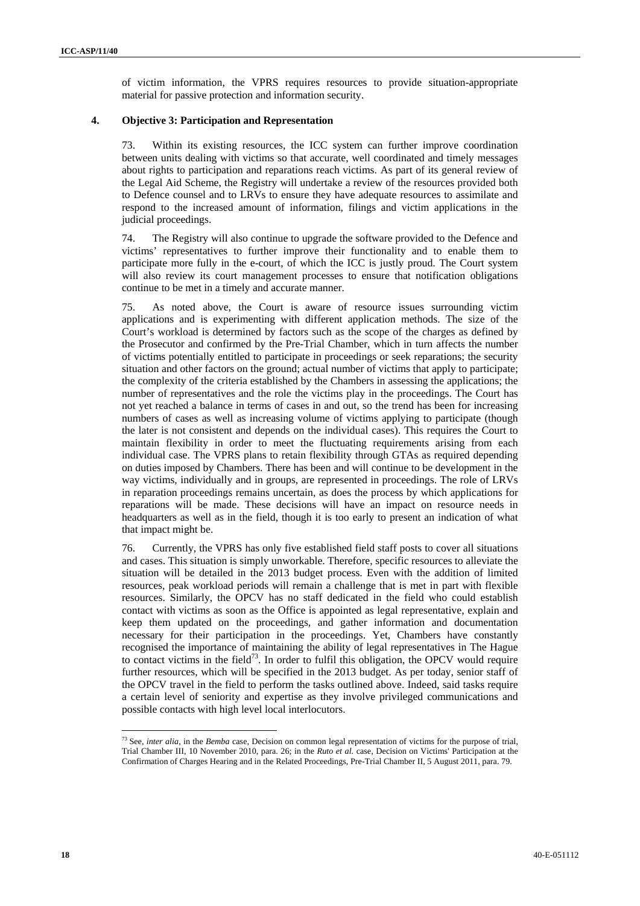of victim information, the VPRS requires resources to provide situation-appropriate material for passive protection and information security.

### 4. Objective 3: Participation and Representation

73. Within its existing resources, the ICC system can further improve coordination between units dealing with victims so that accurate, well coordinated and timely messages about rights to participation and reparations reach victims. As part of its general review of the Legal Aid Scheme, the Registry will undertake a review of the resources provided both to Defence counsel and to LRVs to ensure they have adequate resources to assimilate and respond to the increased amount of information, filings and victim applications in the judicial proceedings.

74. The Registry will also continue to upgrade the software provided to the Defence and victims' representatives to further improve their functionality and to enable them to participate more fully in the e-court, of which the ICC is justly proud. The Court system will also review its court management processes to ensure that notification obligations continue to be met in a timely and accurate manner.

75. As noted above, the Court is aware of resource issues surrounding victim applications and is experimenting with different application methods. The size of the Court's workload is determined by factors such as the scope of the charges as defined by the Prosecutor and confirmed by the Pre-Trial Chamber, which in turn affects the number of victims potentially entitled to participate in proceedings or seek reparations; the security situation and other factors on the ground; actual number of victims that apply to participate; the complexity of the criteria established by the Chambers in assessing the applications; the number of representatives and the role the victims play in the proceedings. The Court has not yet reached a balance in terms of cases in and out, so the trend has been for increasing numbers of cases as well as increasing volume of victims applying to participate (though the later is not consistent and depends on the individual cases). This requires the Court to maintain flexibility in order to meet the fluctuating requirements arising from each individual case. The VPRS plans to retain flexibility through GTAs as required depending on duties imposed by Chambers. There has been and will continue to be development in the way victims, individually and in groups, are represented in proceedings. The role of LRVs in reparation proceedings remains uncertain, as does the process by which applications for reparations will be made. These decisions will have an impact on resource needs in headquarters as well as in the field, though it is too early to present an indication of what that impact might be.

76. Currently, the VPRS has only five established field staff posts to cover all situations and cases. This situation is simply unworkable. Therefore, specific resources to alleviate the situation will be detailed in the 2013 budget process. Even with the addition of limited resources, peak workload periods will remain a challenge that is met in part with flexible resources. Similarly, the OPCV has no staff dedicated in the field who could establish contact with victims as soon as the Office is appointed as legal representative, explain and keep them updated on the proceedings, and gather information and documentation necessary for their participation in the proceedings. Yet, Chambers have constantly recognised the importance of maintaining the ability of legal representatives in The Hague to contact victims in the field[73]. In order to fulfil this obligation, the OPCV would require further resources, which will be specified in the 2013 budget. As per today, senior staff of the OPCV travel in the field to perform the tasks outlined above. Indeed, said tasks require a certain level of seniority and expertise as they involve privileged communications and possible contacts with high level local interlocutors.

---

[73] See, *inter alia*, in the *Bemba* case, Decision on common legal representation of victims for the purpose of trial, Trial Chamber III, 10 November 2010, para. 26; in the *Ruto et al.* case, Decision on Victims' Participation at the Confirmation of Charges Hearing and in the Related Proceedings, Pre-Trial Chamber II, 5 August 2011, para. 79.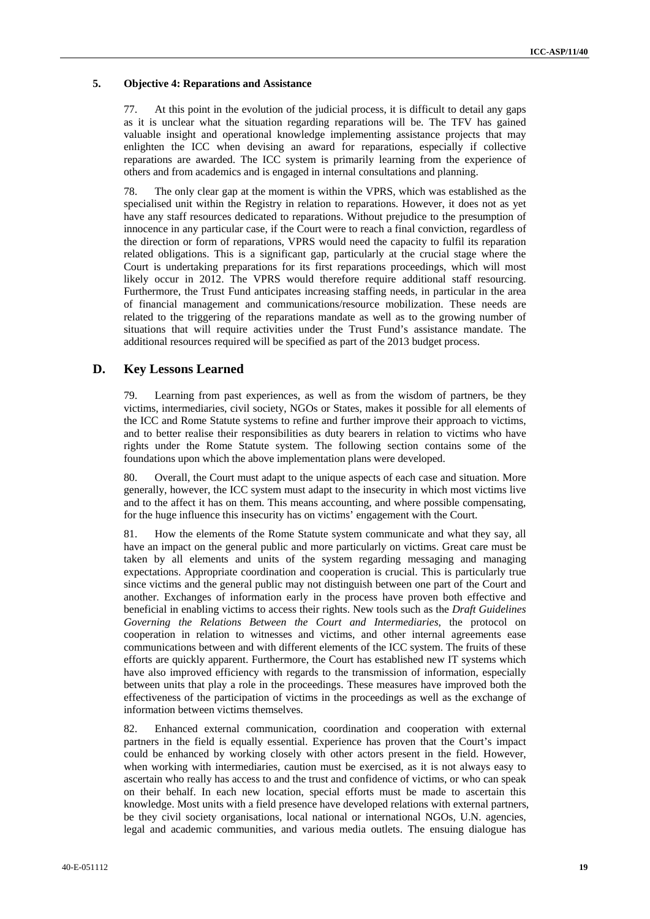### 5. Objective 4: Reparations and Assistance

77. At this point in the evolution of the judicial process, it is difficult to detail any gaps as it is unclear what the situation regarding reparations will be. The TFV has gained valuable insight and operational knowledge implementing assistance projects that may enlighten the ICC when devising an award for reparations, especially if collective reparations are awarded. The ICC system is primarily learning from the experience of others and from academics and is engaged in internal consultations and planning.

78. The only clear gap at the moment is within the VPRS, which was established as the specialised unit within the Registry in relation to reparations. However, it does not as yet have any staff resources dedicated to reparations. Without prejudice to the presumption of innocence in any particular case, if the Court were to reach a final conviction, regardless of the direction or form of reparations, VPRS would need the capacity to fulfil its reparation related obligations. This is a significant gap, particularly at the crucial stage where the Court is undertaking preparations for its first reparations proceedings, which will most likely occur in 2012. The VPRS would therefore require additional staff resourcing. Furthermore, the Trust Fund anticipates increasing staffing needs, in particular in the area of financial management and communications/resource mobilization. These needs are related to the triggering of the reparations mandate as well as to the growing number of situations that will require activities under the Trust Fund's assistance mandate. The additional resources required will be specified as part of the 2013 budget process.

## D. Key Lessons Learned

79. Learning from past experiences, as well as from the wisdom of partners, be they victims, intermediaries, civil society, NGOs or States, makes it possible for all elements of the ICC and Rome Statute systems to refine and further improve their approach to victims, and to better realise their responsibilities as duty bearers in relation to victims who have rights under the Rome Statute system. The following section contains some of the foundations upon which the above implementation plans were developed.

80. Overall, the Court must adapt to the unique aspects of each case and situation. More generally, however, the ICC system must adapt to the insecurity in which most victims live and to the affect it has on them. This means accounting, and where possible compensating, for the huge influence this insecurity has on victims' engagement with the Court.

81. How the elements of the Rome Statute system communicate and what they say, all have an impact on the general public and more particularly on victims. Great care must be taken by all elements and units of the system regarding messaging and managing expectations. Appropriate coordination and cooperation is crucial. This is particularly true since victims and the general public may not distinguish between one part of the Court and another. Exchanges of information early in the process have proven both effective and beneficial in enabling victims to access their rights. New tools such as the *Draft Guidelines Governing the Relations Between the Court and Intermediaries,* the protocol on cooperation in relation to witnesses and victims, and other internal agreements ease communications between and with different elements of the ICC system. The fruits of these efforts are quickly apparent. Furthermore, the Court has established new IT systems which have also improved efficiency with regards to the transmission of information, especially between units that play a role in the proceedings. These measures have improved both the effectiveness of the participation of victims in the proceedings as well as the exchange of information between victims themselves.

82. Enhanced external communication, coordination and cooperation with external partners in the field is equally essential. Experience has proven that the Court's impact could be enhanced by working closely with other actors present in the field. However, when working with intermediaries, caution must be exercised, as it is not always easy to ascertain who really has access to and the trust and confidence of victims, or who can speak on their behalf. In each new location, special efforts must be made to ascertain this knowledge. Most units with a field presence have developed relations with external partners, be they civil society organisations, local national or international NGOs, U.N. agencies, legal and academic communities, and various media outlets. The ensuing dialogue has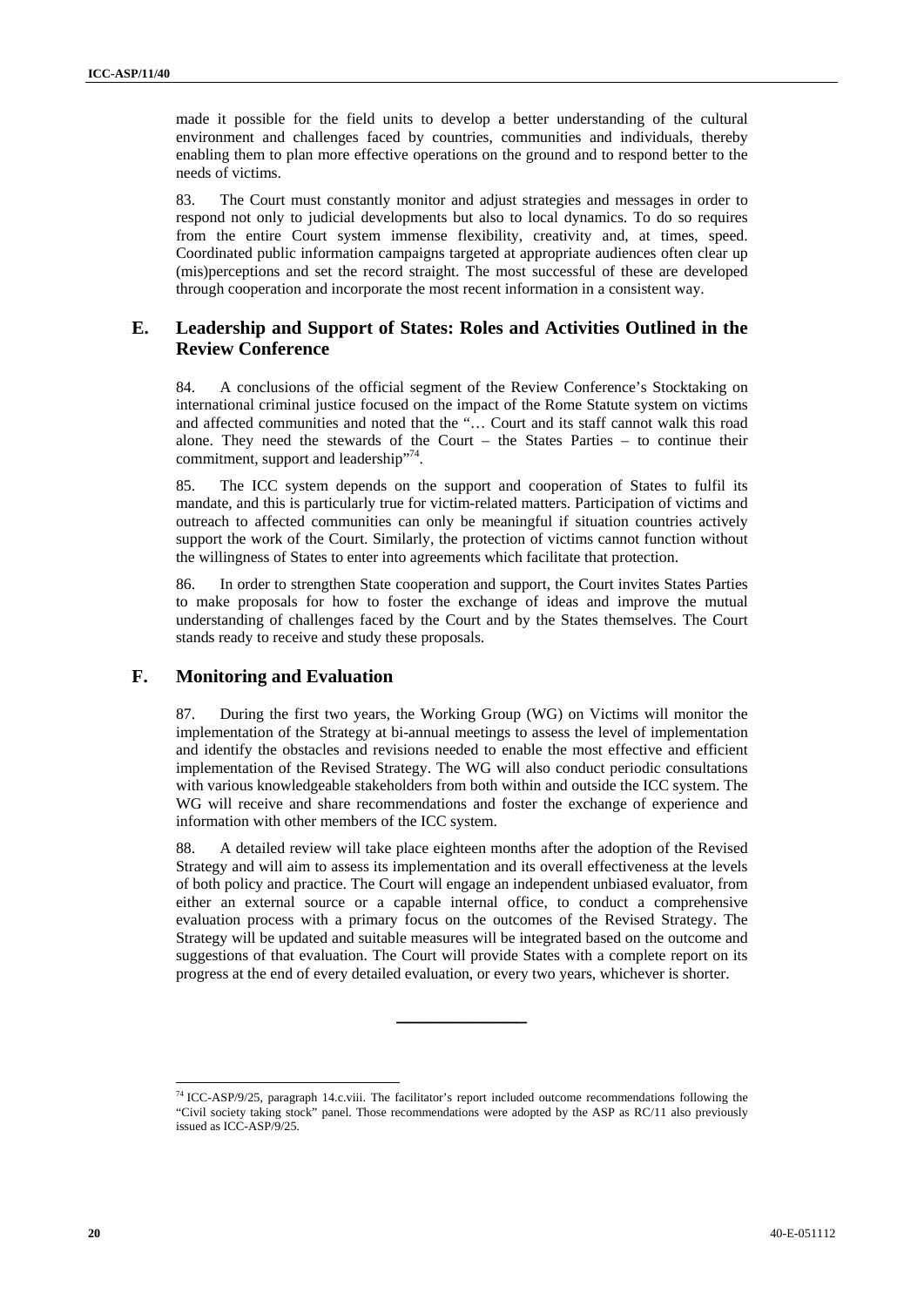made it possible for the field units to develop a better understanding of the cultural environment and challenges faced by countries, communities and individuals, thereby enabling them to plan more effective operations on the ground and to respond better to the needs of victims.

83. The Court must constantly monitor and adjust strategies and messages in order to respond not only to judicial developments but also to local dynamics. To do so requires from the entire Court system immense flexibility, creativity and, at times, speed. Coordinated public information campaigns targeted at appropriate audiences often clear up (mis)perceptions and set the record straight. The most successful of these are developed through cooperation and incorporate the most recent information in a consistent way.

## E. Leadership and Support of States: Roles and Activities Outlined in the Review Conference

84. A conclusions of the official segment of the Review Conference's Stocktaking on international criminal justice focused on the impact of the Rome Statute system on victims and affected communities and noted that the "… Court and its staff cannot walk this road alone. They need the stewards of the Court – the States Parties – to continue their commitment, support and leadership"[74].

85. The ICC system depends on the support and cooperation of States to fulfil its mandate, and this is particularly true for victim-related matters. Participation of victims and outreach to affected communities can only be meaningful if situation countries actively support the work of the Court. Similarly, the protection of victims cannot function without the willingness of States to enter into agreements which facilitate that protection.

86. In order to strengthen State cooperation and support, the Court invites States Parties to make proposals for how to foster the exchange of ideas and improve the mutual understanding of challenges faced by the Court and by the States themselves. The Court stands ready to receive and study these proposals.

## F. Monitoring and Evaluation

87. During the first two years, the Working Group (WG) on Victims will monitor the implementation of the Strategy at bi-annual meetings to assess the level of implementation and identify the obstacles and revisions needed to enable the most effective and efficient implementation of the Revised Strategy. The WG will also conduct periodic consultations with various knowledgeable stakeholders from both within and outside the ICC system. The WG will receive and share recommendations and foster the exchange of experience and information with other members of the ICC system.

88. A detailed review will take place eighteen months after the adoption of the Revised Strategy and will aim to assess its implementation and its overall effectiveness at the levels of both policy and practice. The Court will engage an independent unbiased evaluator, from either an external source or a capable internal office, to conduct a comprehensive evaluation process with a primary focus on the outcomes of the Revised Strategy. The Strategy will be updated and suitable measures will be integrated based on the outcome and suggestions of that evaluation. The Court will provide States with a complete report on its progress at the end of every detailed evaluation, or every two years, whichever is shorter.

---

[74] ICC-ASP/9/25, paragraph 14.c.viii. The facilitator's report included outcome recommendations following the "Civil society taking stock" panel. Those recommendations were adopted by the ASP as RC/11 also previously issued as ICC-ASP/9/25.